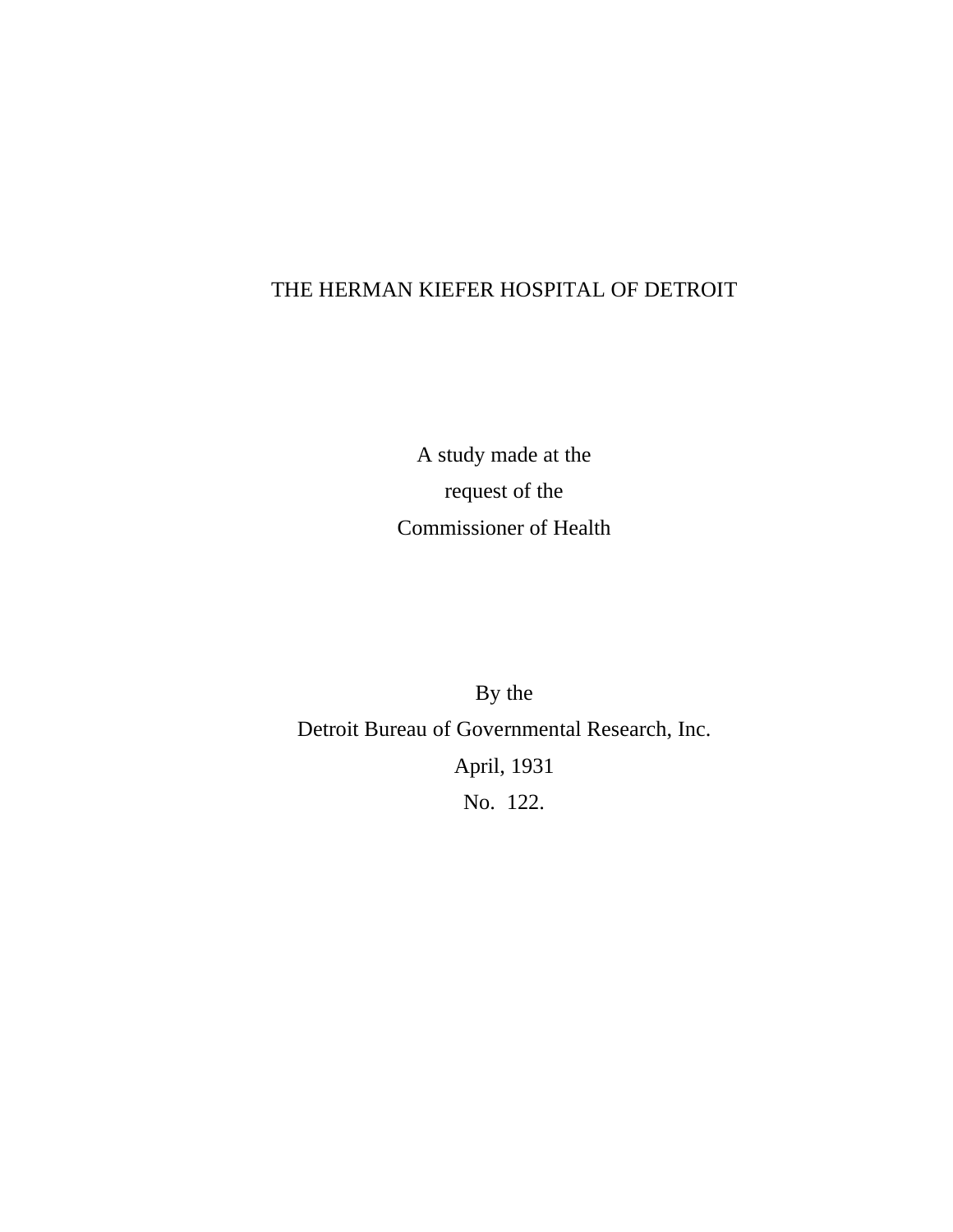# THE HERMAN KIEFER HOSPITAL OF DETROIT

A study made at the
request of the
Commissioner of Health

By the
Detroit Bureau of Governmental Research, Inc.
April, 1931
No. 122.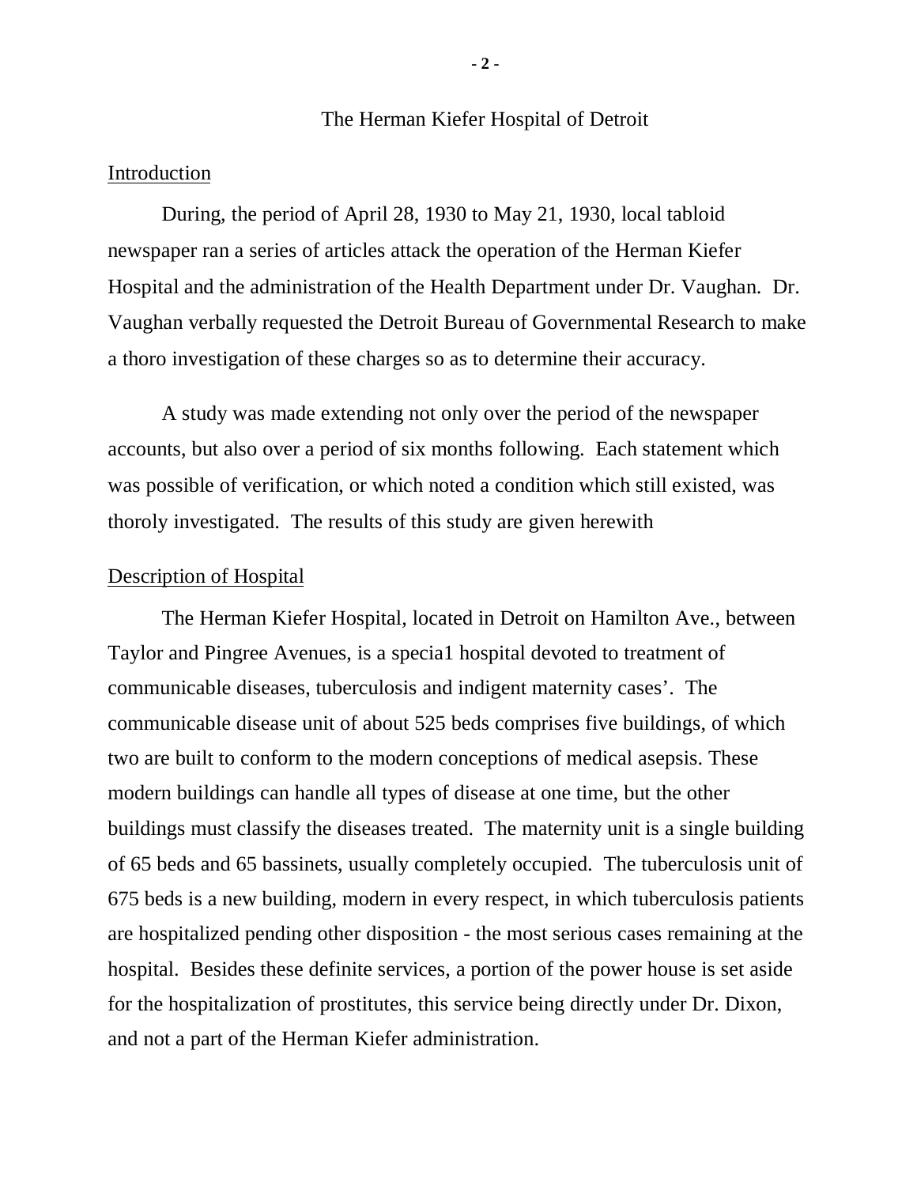# The Herman Kiefer Hospital of Detroit

## Introduction

During, the period of April 28, 1930 to May 21, 1930, local tabloid newspaper ran a series of articles attack the operation of the Herman Kiefer Hospital and the administration of the Health Department under Dr. Vaughan. Dr. Vaughan verbally requested the Detroit Bureau of Governmental Research to make a thoro investigation of these charges so as to determine their accuracy.

A study was made extending not only over the period of the newspaper accounts, but also over a period of six months following. Each statement which was possible of verification, or which noted a condition which still existed, was thoroly investigated. The results of this study are given herewith

## Description of Hospital

The Herman Kiefer Hospital, located in Detroit on Hamilton Ave., between Taylor and Pingree Avenues, is a specia1 hospital devoted to treatment of communicable diseases, tuberculosis and indigent maternity cases'. The communicable disease unit of about 525 beds comprises five buildings, of which two are built to conform to the modern conceptions of medical asepsis. These modern buildings can handle all types of disease at one time, but the other buildings must classify the diseases treated. The maternity unit is a single building of 65 beds and 65 bassinets, usually completely occupied. The tuberculosis unit of 675 beds is a new building, modern in every respect, in which tuberculosis patients are hospitalized pending other disposition - the most serious cases remaining at the hospital. Besides these definite services, a portion of the power house is set aside for the hospitalization of prostitutes, this service being directly under Dr. Dixon, and not a part of the Herman Kiefer administration.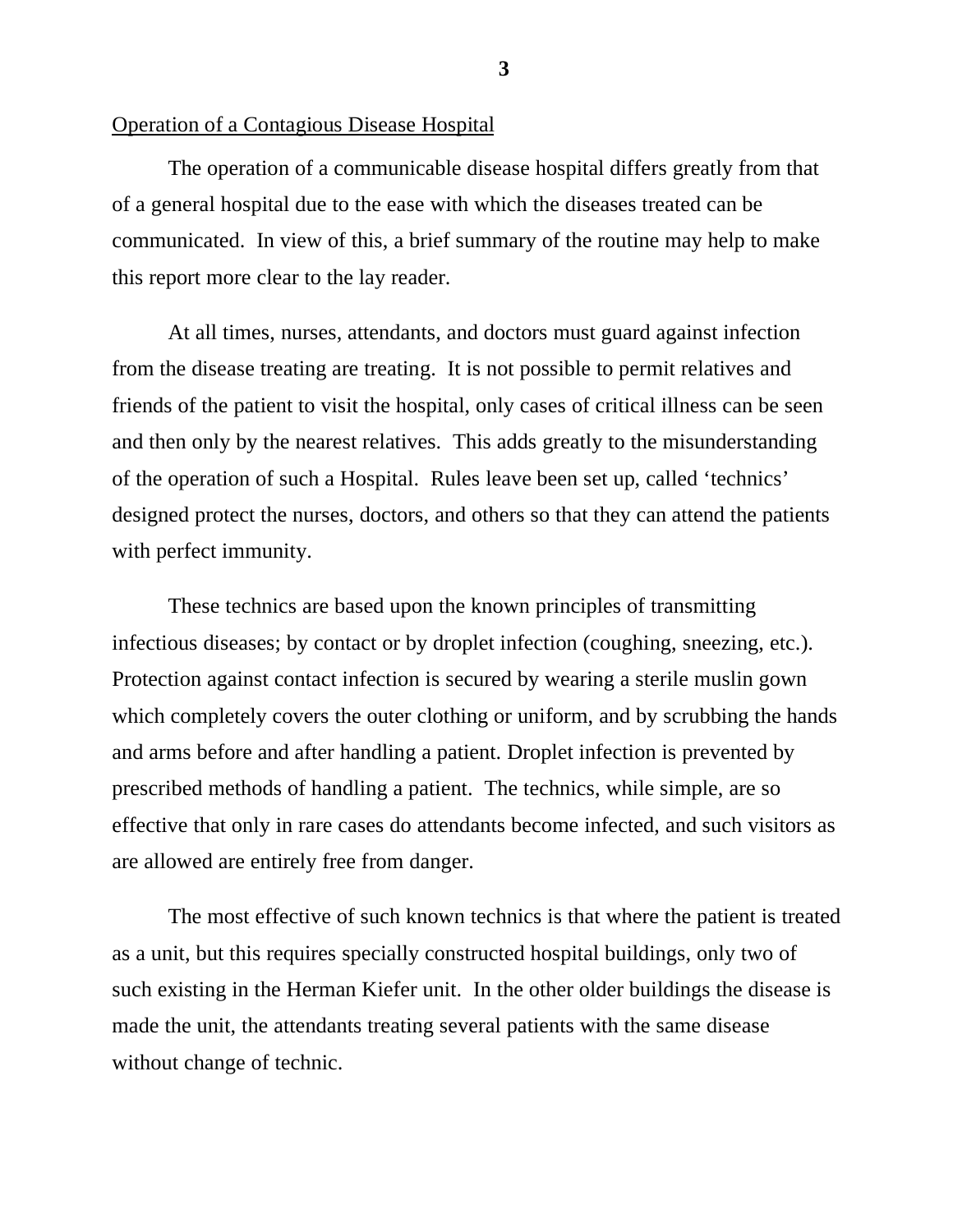<u>Operation of a Contagious Disease Hospital</u>

The operation of a communicable disease hospital differs greatly from that of a general hospital due to the ease with which the diseases treated can be communicated. In view of this, a brief summary of the routine may help to make this report more clear to the lay reader.

At all times, nurses, attendants, and doctors must guard against infection from the disease treating are treating. It is not possible to permit relatives and friends of the patient to visit the hospital, only cases of critical illness can be seen and then only by the nearest relatives. This adds greatly to the misunderstanding of the operation of such a Hospital. Rules leave been set up, called 'technics' designed protect the nurses, doctors, and others so that they can attend the patients with perfect immunity.

These technics are based upon the known principles of transmitting infectious diseases; by contact or by droplet infection (coughing, sneezing, etc.). Protection against contact infection is secured by wearing a sterile muslin gown which completely covers the outer clothing or uniform, and by scrubbing the hands and arms before and after handling a patient. Droplet infection is prevented by prescribed methods of handling a patient. The technics, while simple, are so effective that only in rare cases do attendants become infected, and such visitors as are allowed are entirely free from danger.

The most effective of such known technics is that where the patient is treated as a unit, but this requires specially constructed hospital buildings, only two of such existing in the Herman Kiefer unit. In the other older buildings the disease is made the unit, the attendants treating several patients with the same disease without change of technic.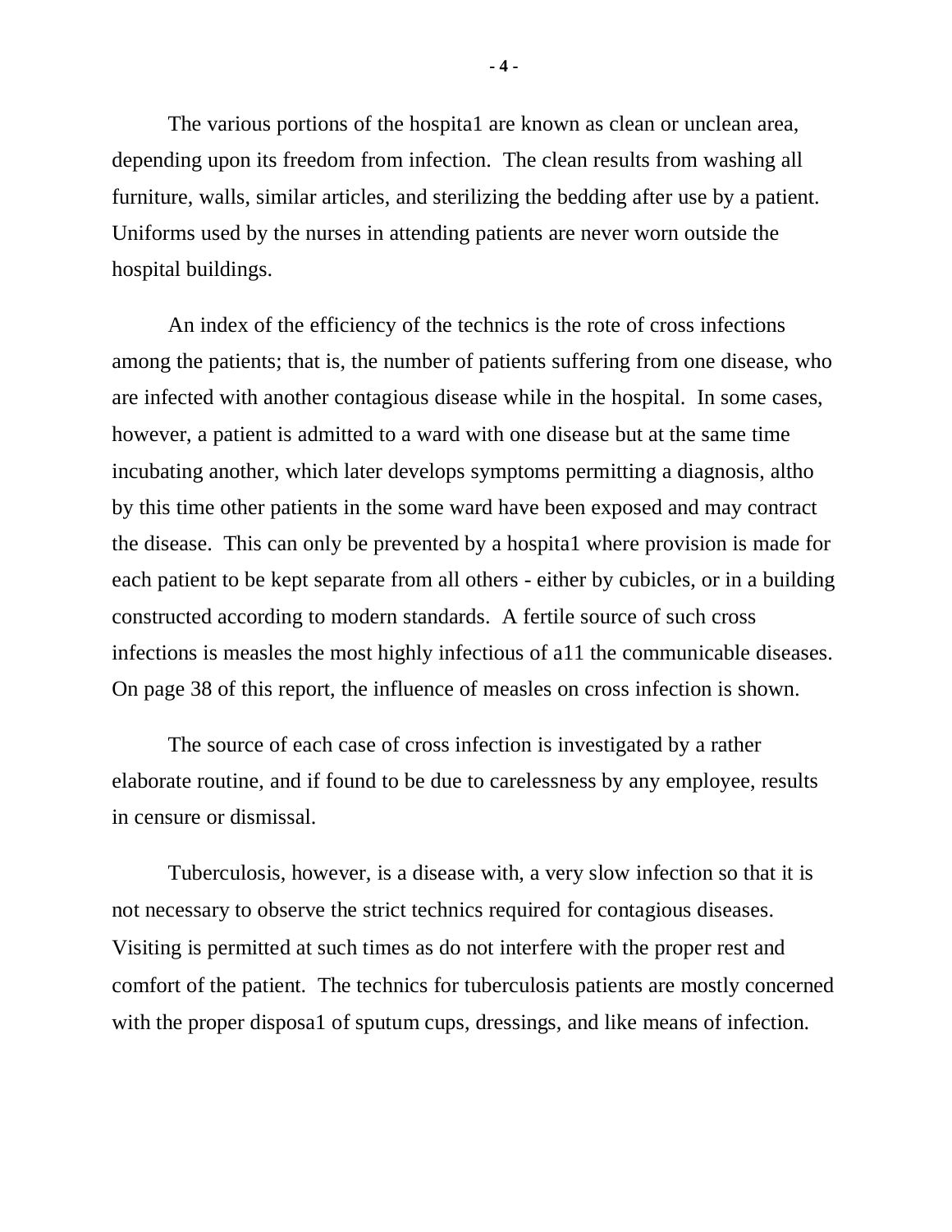The various portions of the hospita1 are known as clean or unclean area, depending upon its freedom from infection. The clean results from washing all furniture, walls, similar articles, and sterilizing the bedding after use by a patient. Uniforms used by the nurses in attending patients are never worn outside the hospital buildings.

An index of the efficiency of the technics is the rote of cross infections among the patients; that is, the number of patients suffering from one disease, who are infected with another contagious disease while in the hospital. In some cases, however, a patient is admitted to a ward with one disease but at the same time incubating another, which later develops symptoms permitting a diagnosis, altho by this time other patients in the some ward have been exposed and may contract the disease. This can only be prevented by a hospita1 where provision is made for each patient to be kept separate from all others - either by cubicles, or in a building constructed according to modern standards. A fertile source of such cross infections is measles the most highly infectious of a11 the communicable diseases. On page 38 of this report, the influence of measles on cross infection is shown.

The source of each case of cross infection is investigated by a rather elaborate routine, and if found to be due to carelessness by any employee, results in censure or dismissal.

Tuberculosis, however, is a disease with, a very slow infection so that it is not necessary to observe the strict technics required for contagious diseases. Visiting is permitted at such times as do not interfere with the proper rest and comfort of the patient. The technics for tuberculosis patients are mostly concerned with the proper disposa1 of sputum cups, dressings, and like means of infection.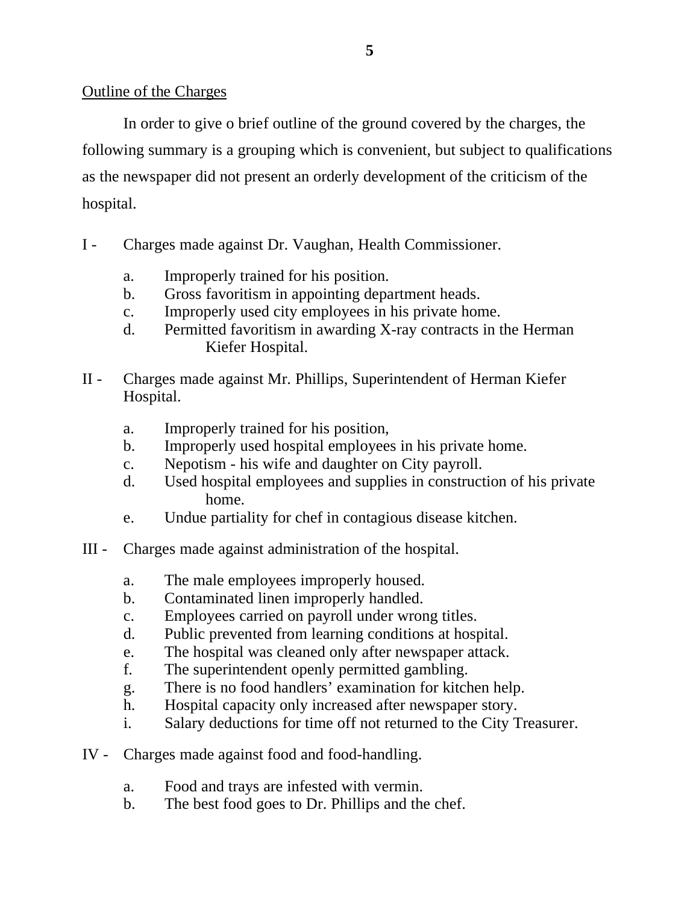<u>Outline of the Charges</u>

In order to give o brief outline of the ground covered by the charges, the following summary is a grouping which is convenient, but subject to qualifications as the newspaper did not present an orderly development of the criticism of the hospital.

I - Charges made against Dr. Vaughan, Health Commissioner.

- a. Improperly trained for his position.
- b. Gross favoritism in appointing department heads.
- c. Improperly used city employees in his private home.
- d. Permitted favoritism in awarding X-ray contracts in the Herman Kiefer Hospital.

II - Charges made against Mr. Phillips, Superintendent of Herman Kiefer Hospital.

- a. Improperly trained for his position,
- b. Improperly used hospital employees in his private home.
- c. Nepotism - his wife and daughter on City payroll.
- d. Used hospital employees and supplies in construction of his private home.
- e. Undue partiality for chef in contagious disease kitchen.

III - Charges made against administration of the hospital.

- a. The male employees improperly housed.
- b. Contaminated linen improperly handled.
- c. Employees carried on payroll under wrong titles.
- d. Public prevented from learning conditions at hospital.
- e. The hospital was cleaned only after newspaper attack.
- f. The superintendent openly permitted gambling.
- g. There is no food handlers' examination for kitchen help.
- h. Hospital capacity only increased after newspaper story.
- i. Salary deductions for time off not returned to the City Treasurer.

IV - Charges made against food and food-handling.

- a. Food and trays are infested with vermin.
- b. The best food goes to Dr. Phillips and the chef.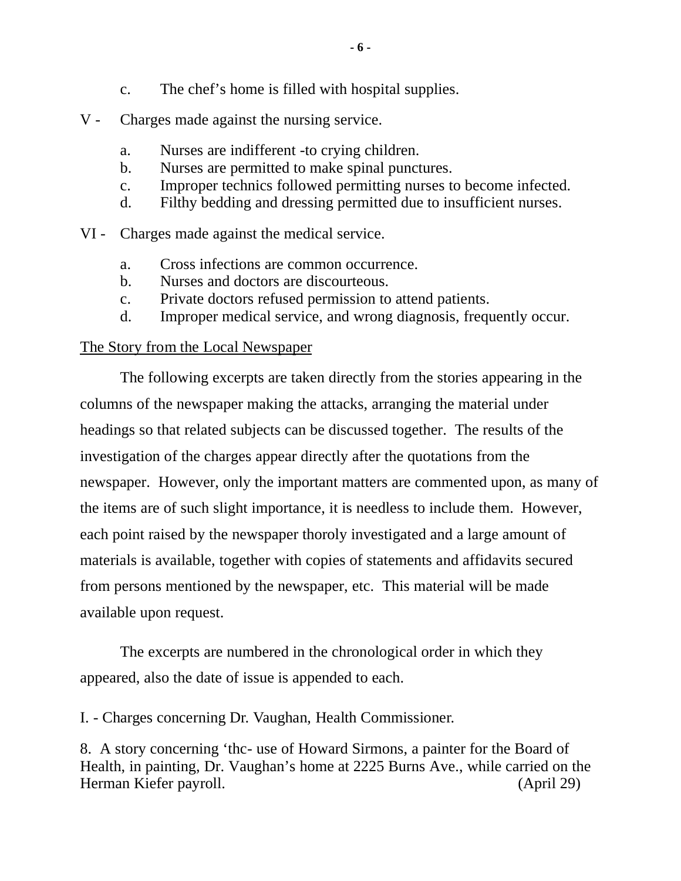c. The chef's home is filled with hospital supplies.

V - Charges made against the nursing service.

a. Nurses are indifferent -to crying children.
b. Nurses are permitted to make spinal punctures.
c. Improper technics followed permitting nurses to become infected.
d. Filthy bedding and dressing permitted due to insufficient nurses.

VI - Charges made against the medical service.

a. Cross infections are common occurrence.
b. Nurses and doctors are discourteous.
c. Private doctors refused permission to attend patients.
d. Improper medical service, and wrong diagnosis, frequently occur.

<u>The Story from the Local Newspaper</u>

The following excerpts are taken directly from the stories appearing in the columns of the newspaper making the attacks, arranging the material under headings so that related subjects can be discussed together. The results of the investigation of the charges appear directly after the quotations from the newspaper. However, only the important matters are commented upon, as many of the items are of such slight importance, it is needless to include them. However, each point raised by the newspaper thoroly investigated and a large amount of materials is available, together with copies of statements and affidavits secured from persons mentioned by the newspaper, etc. This material will be made available upon request.

The excerpts are numbered in the chronological order in which they appeared, also the date of issue is appended to each.

I. - Charges concerning Dr. Vaughan, Health Commissioner.

8. A story concerning 'thc- use of Howard Sirmons, a painter for the Board of Health, in painting, Dr. Vaughan's home at 2225 Burns Ave., while carried on the Herman Kiefer payroll. (April 29)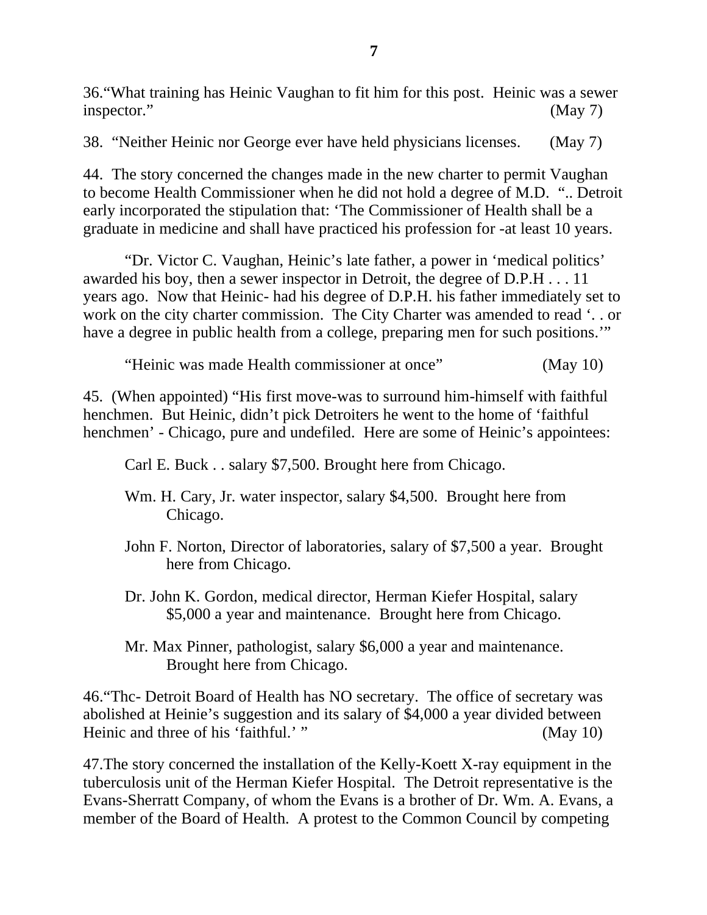36.“What training has Heinic Vaughan to fit him for this post. Heinic was a sewer inspector.” (May 7)

38. “Neither Heinic nor George ever have held physicians licenses. (May 7)

44. The story concerned the changes made in the new charter to permit Vaughan to become Health Commissioner when he did not hold a degree of M.D. “.. Detroit early incorporated the stipulation that: ‘The Commissioner of Health shall be a graduate in medicine and shall have practiced his profession for -at least 10 years.

“Dr. Victor C. Vaughan, Heinic’s late father, a power in ‘medical politics’ awarded his boy, then a sewer inspector in Detroit, the degree of D.P.H . . . 11 years ago. Now that Heinic- had his degree of D.P.H. his father immediately set to work on the city charter commission. The City Charter was amended to read ‘. . or have a degree in public health from a college, preparing men for such positions.’”

“Heinic was made Health commissioner at once” (May 10)

45. (When appointed) “His first move-was to surround him-himself with faithful henchmen. But Heinic, didn’t pick Detroiters he went to the home of ‘faithful henchmen’ - Chicago, pure and undefiled. Here are some of Heinic’s appointees:

Carl E. Buck . . salary $7,500. Brought here from Chicago.

Wm. H. Cary, Jr. water inspector, salary $4,500. Brought here from Chicago.

John F. Norton, Director of laboratories, salary of $7,500 a year. Brought here from Chicago.

Dr. John K. Gordon, medical director, Herman Kiefer Hospital, salary $5,000 a year and maintenance. Brought here from Chicago.

Mr. Max Pinner, pathologist, salary $6,000 a year and maintenance. Brought here from Chicago.

46.“Thc- Detroit Board of Health has NO secretary. The office of secretary was abolished at Heinie’s suggestion and its salary of $4,000 a year divided between Heinic and three of his ‘faithful.’ ” (May 10)

47.The story concerned the installation of the Kelly-Koett X-ray equipment in the tuberculosis unit of the Herman Kiefer Hospital. The Detroit representative is the Evans-Sherratt Company, of whom the Evans is a brother of Dr. Wm. A. Evans, a member of the Board of Health. A protest to the Common Council by competing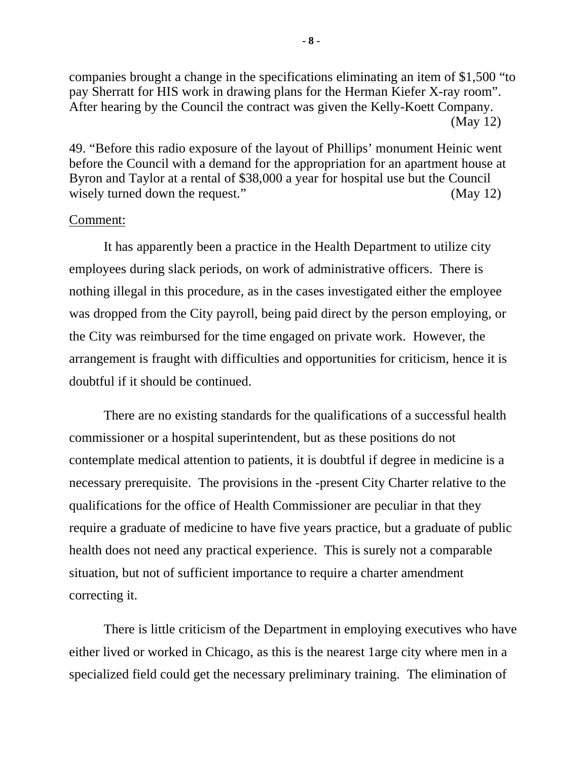companies brought a change in the specifications eliminating an item of $1,500 "to pay Sherratt for HIS work in drawing plans for the Herman Kiefer X-ray room". After hearing by the Council the contract was given the Kelly-Koett Company. (May 12)

49. "Before this radio exposure of the layout of Phillips' monument Heinic went before the Council with a demand for the appropriation for an apartment house at Byron and Taylor at a rental of $38,000 a year for hospital use but the Council wisely turned down the request." (May 12)

Comment:

It has apparently been a practice in the Health Department to utilize city employees during slack periods, on work of administrative officers. There is nothing illegal in this procedure, as in the cases investigated either the employee was dropped from the City payroll, being paid direct by the person employing, or the City was reimbursed for the time engaged on private work. However, the arrangement is fraught with difficulties and opportunities for criticism, hence it is doubtful if it should be continued.

There are no existing standards for the qualifications of a successful health commissioner or a hospital superintendent, but as these positions do not contemplate medical attention to patients, it is doubtful if degree in medicine is a necessary prerequisite. The provisions in the -present City Charter relative to the qualifications for the office of Health Commissioner are peculiar in that they require a graduate of medicine to have five years practice, but a graduate of public health does not need any practical experience. This is surely not a comparable situation, but not of sufficient importance to require a charter amendment correcting it.

There is little criticism of the Department in employing executives who have either lived or worked in Chicago, as this is the nearest 1arge city where men in a specialized field could get the necessary preliminary training. The elimination of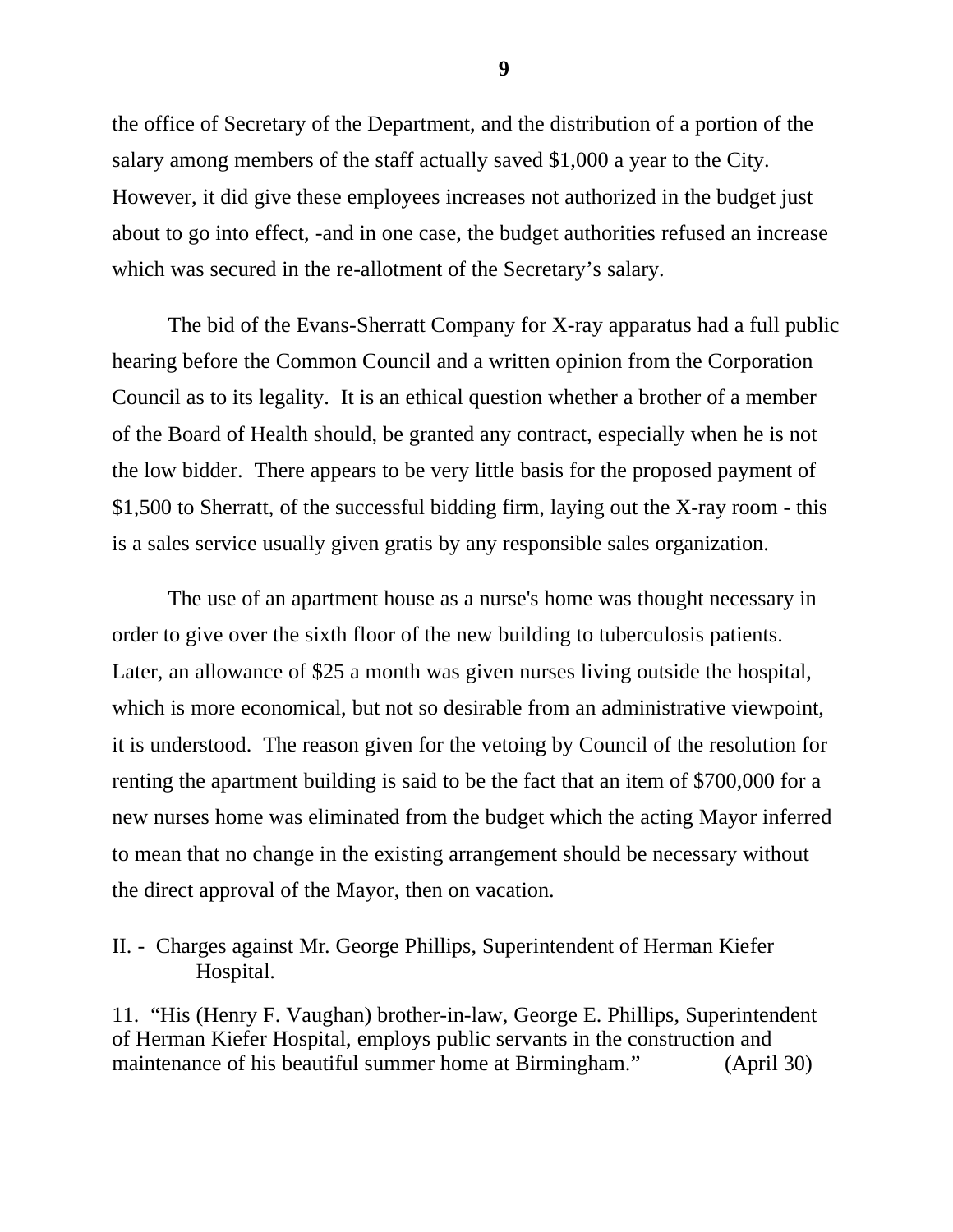the office of Secretary of the Department, and the distribution of a portion of the salary among members of the staff actually saved $1,000 a year to the City. However, it did give these employees increases not authorized in the budget just about to go into effect, -and in one case, the budget authorities refused an increase which was secured in the re-allotment of the Secretary's salary.

The bid of the Evans-Sherratt Company for X-ray apparatus had a full public hearing before the Common Council and a written opinion from the Corporation Council as to its legality. It is an ethical question whether a brother of a member of the Board of Health should, be granted any contract, especially when he is not the low bidder. There appears to be very little basis for the proposed payment of $1,500 to Sherratt, of the successful bidding firm, laying out the X-ray room - this is a sales service usually given gratis by any responsible sales organization.

The use of an apartment house as a nurse's home was thought necessary in order to give over the sixth floor of the new building to tuberculosis patients. Later, an allowance of $25 a month was given nurses living outside the hospital, which is more economical, but not so desirable from an administrative viewpoint, it is understood. The reason given for the vetoing by Council of the resolution for renting the apartment building is said to be the fact that an item of $700,000 for a new nurses home was eliminated from the budget which the acting Mayor inferred to mean that no change in the existing arrangement should be necessary without the direct approval of the Mayor, then on vacation.

II. - Charges against Mr. George Phillips, Superintendent of Herman Kiefer Hospital.

11. "His (Henry F. Vaughan) brother-in-law, George E. Phillips, Superintendent of Herman Kiefer Hospital, employs public servants in the construction and maintenance of his beautiful summer home at Birmingham." (April 30)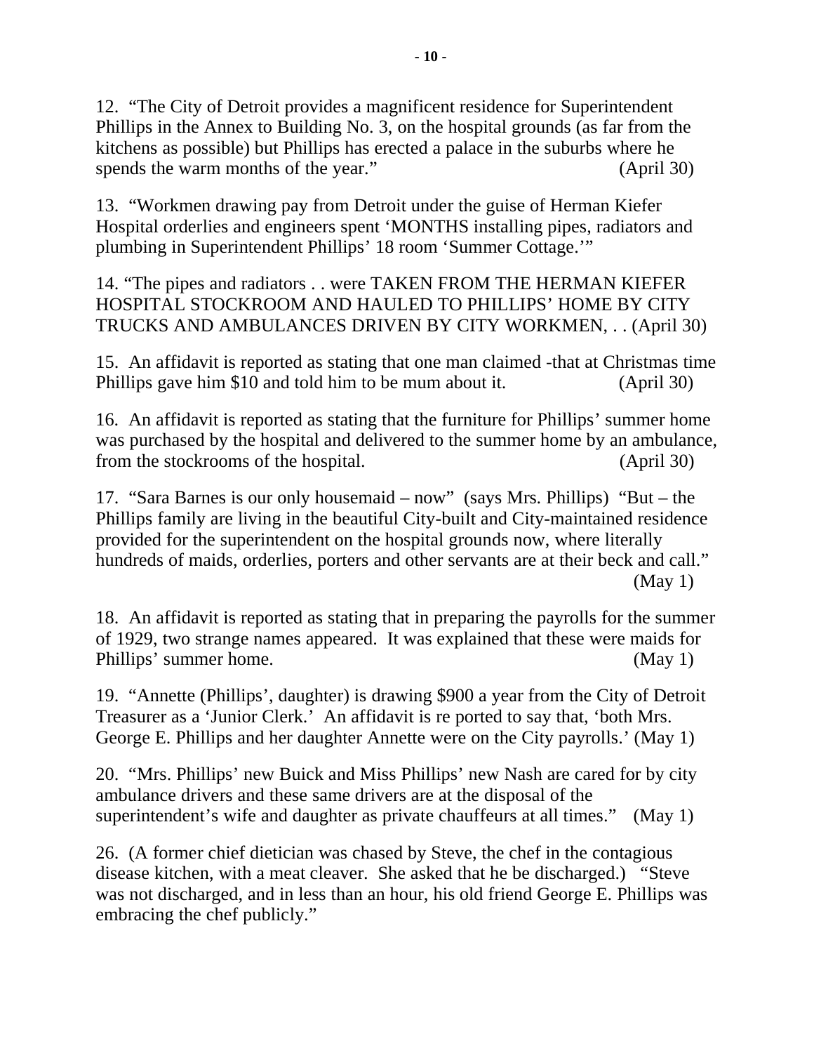12. "The City of Detroit provides a magnificent residence for Superintendent Phillips in the Annex to Building No. 3, on the hospital grounds (as far from the kitchens as possible) but Phillips has erected a palace in the suburbs where he spends the warm months of the year." (April 30)

13. "Workmen drawing pay from Detroit under the guise of Herman Kiefer Hospital orderlies and engineers spent 'MONTHS installing pipes, radiators and plumbing in Superintendent Phillips' 18 room 'Summer Cottage.'"

14. "The pipes and radiators . . were TAKEN FROM THE HERMAN KIEFER HOSPITAL STOCKROOM AND HAULED TO PHILLIPS' HOME BY CITY TRUCKS AND AMBULANCES DRIVEN BY CITY WORKMEN, . . (April 30)

15. An affidavit is reported as stating that one man claimed -that at Christmas time Phillips gave him $10 and told him to be mum about it. (April 30)

16. An affidavit is reported as stating that the furniture for Phillips' summer home was purchased by the hospital and delivered to the summer home by an ambulance, from the stockrooms of the hospital. (April 30)

17. "Sara Barnes is our only housemaid – now" (says Mrs. Phillips) "But – the Phillips family are living in the beautiful City-built and City-maintained residence provided for the superintendent on the hospital grounds now, where literally hundreds of maids, orderlies, porters and other servants are at their beck and call." (May 1)

18. An affidavit is reported as stating that in preparing the payrolls for the summer of 1929, two strange names appeared. It was explained that these were maids for Phillips' summer home. (May 1)

19. "Annette (Phillips', daughter) is drawing $900 a year from the City of Detroit Treasurer as a 'Junior Clerk.' An affidavit is re ported to say that, 'both Mrs. George E. Phillips and her daughter Annette were on the City payrolls.' (May 1)

20. "Mrs. Phillips' new Buick and Miss Phillips' new Nash are cared for by city ambulance drivers and these same drivers are at the disposal of the superintendent's wife and daughter as private chauffeurs at all times." (May 1)

26. (A former chief dietician was chased by Steve, the chef in the contagious disease kitchen, with a meat cleaver. She asked that he be discharged.) "Steve was not discharged, and in less than an hour, his old friend George E. Phillips was embracing the chef publicly."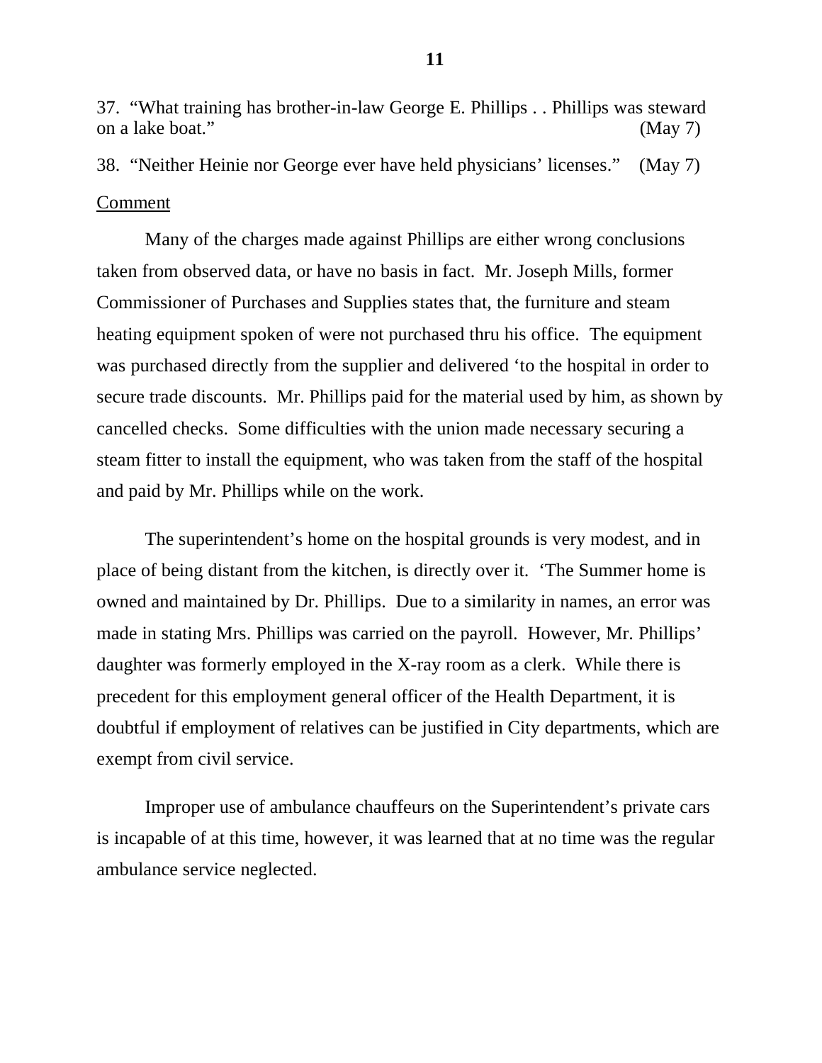37. "What training has brother-in-law George E. Phillips . . Phillips was steward on a lake boat." (May 7)

38. "Neither Heinie nor George ever have held physicians' licenses." (May 7)

Comment

Many of the charges made against Phillips are either wrong conclusions taken from observed data, or have no basis in fact. Mr. Joseph Mills, former Commissioner of Purchases and Supplies states that, the furniture and steam heating equipment spoken of were not purchased thru his office. The equipment was purchased directly from the supplier and delivered 'to the hospital in order to secure trade discounts. Mr. Phillips paid for the material used by him, as shown by cancelled checks. Some difficulties with the union made necessary securing a steam fitter to install the equipment, who was taken from the staff of the hospital and paid by Mr. Phillips while on the work.

The superintendent's home on the hospital grounds is very modest, and in place of being distant from the kitchen, is directly over it. 'The Summer home is owned and maintained by Dr. Phillips. Due to a similarity in names, an error was made in stating Mrs. Phillips was carried on the payroll. However, Mr. Phillips' daughter was formerly employed in the X-ray room as a clerk. While there is precedent for this employment general officer of the Health Department, it is doubtful if employment of relatives can be justified in City departments, which are exempt from civil service.

Improper use of ambulance chauffeurs on the Superintendent's private cars is incapable of at this time, however, it was learned that at no time was the regular ambulance service neglected.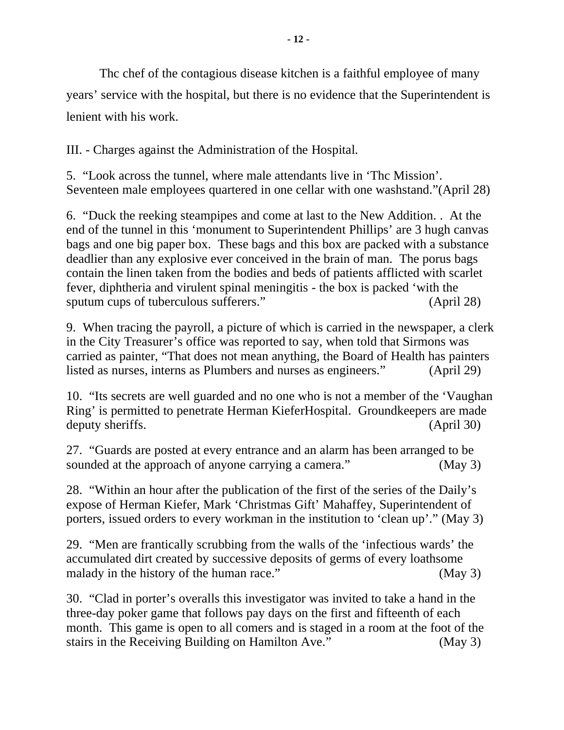Thc chef of the contagious disease kitchen is a faithful employee of many years' service with the hospital, but there is no evidence that the Superintendent is lenient with his work.

III. - Charges against the Administration of the Hospital.

5. "Look across the tunnel, where male attendants live in 'Thc Mission'. Seventeen male employees quartered in one cellar with one washstand."(April 28)

6. "Duck the reeking steampipes and come at last to the New Addition. . At the end of the tunnel in this 'monument to Superintendent Phillips' are 3 hugh canvas bags and one big paper box. These bags and this box are packed with a substance deadlier than any explosive ever conceived in the brain of man. The porus bags contain the linen taken from the bodies and beds of patients afflicted with scarlet fever, diphtheria and virulent spinal meningitis - the box is packed 'with the sputum cups of tuberculous sufferers." (April 28)

9. When tracing the payroll, a picture of which is carried in the newspaper, a clerk in the City Treasurer's office was reported to say, when told that Sirmons was carried as painter, "That does not mean anything, the Board of Health has painters listed as nurses, interns as Plumbers and nurses as engineers." (April 29)

10. "Its secrets are well guarded and no one who is not a member of the 'Vaughan Ring' is permitted to penetrate Herman KieferHospital. Groundkeepers are made deputy sheriffs. (April 30)

27. "Guards are posted at every entrance and an alarm has been arranged to be sounded at the approach of anyone carrying a camera." (May 3)

28. "Within an hour after the publication of the first of the series of the Daily's expose of Herman Kiefer, Mark 'Christmas Gift' Mahaffey, Superintendent of porters, issued orders to every workman in the institution to 'clean up'." (May 3)

29. "Men are frantically scrubbing from the walls of the 'infectious wards' the accumulated dirt created by successive deposits of germs of every loathsome malady in the history of the human race." (May 3)

30. "Clad in porter's overalls this investigator was invited to take a hand in the three-day poker game that follows pay days on the first and fifteenth of each month. This game is open to all comers and is staged in a room at the foot of the stairs in the Receiving Building on Hamilton Ave." (May 3)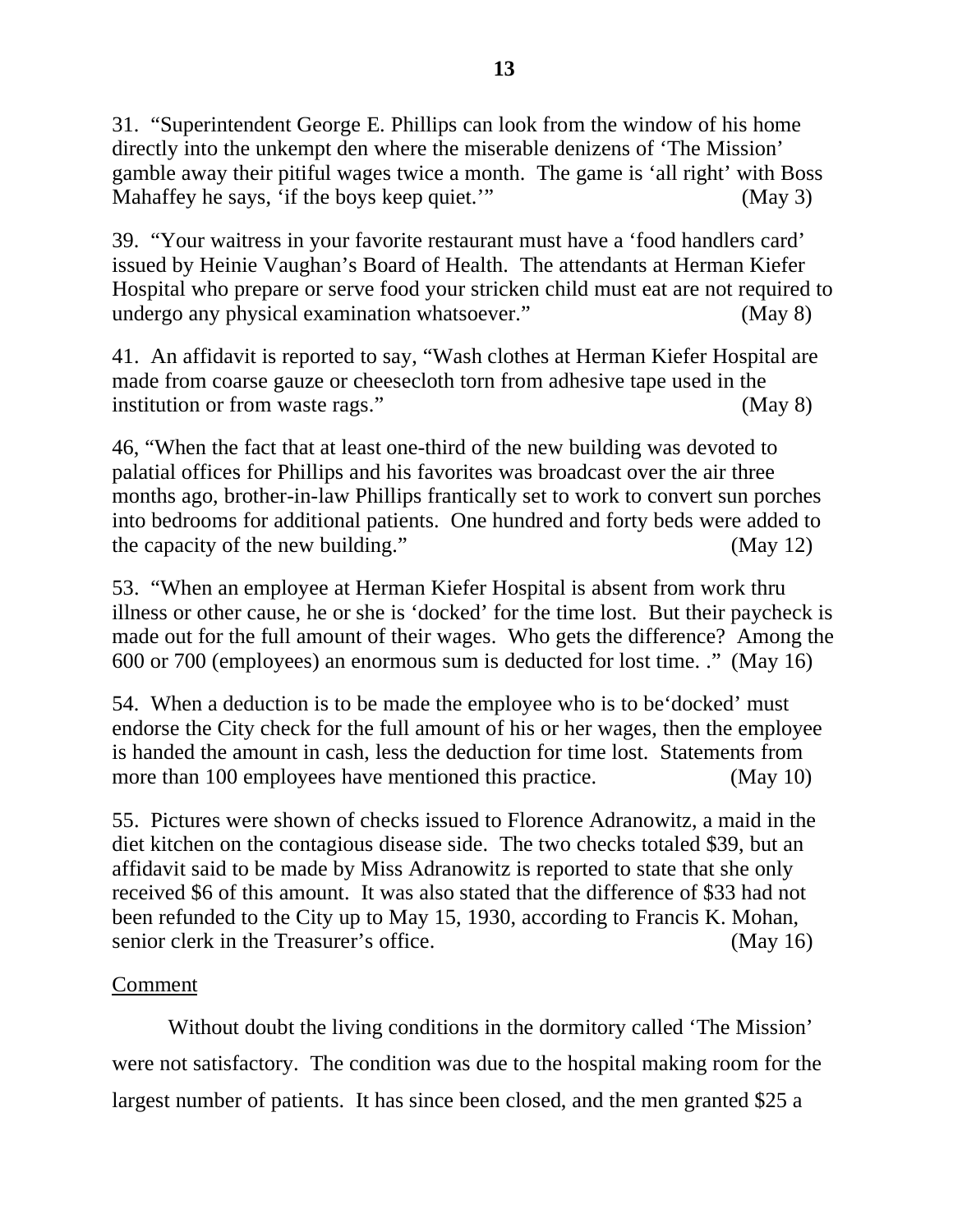31. "Superintendent George E. Phillips can look from the window of his home directly into the unkempt den where the miserable denizens of 'The Mission' gamble away their pitiful wages twice a month. The game is 'all right' with Boss Mahaffey he says, 'if the boys keep quiet.'" (May 3)

39. "Your waitress in your favorite restaurant must have a 'food handlers card' issued by Heinie Vaughan's Board of Health. The attendants at Herman Kiefer Hospital who prepare or serve food your stricken child must eat are not required to undergo any physical examination whatsoever." (May 8)

41. An affidavit is reported to say, "Wash clothes at Herman Kiefer Hospital are made from coarse gauze or cheesecloth torn from adhesive tape used in the institution or from waste rags." (May 8)

46, "When the fact that at least one-third of the new building was devoted to palatial offices for Phillips and his favorites was broadcast over the air three months ago, brother-in-law Phillips frantically set to work to convert sun porches into bedrooms for additional patients. One hundred and forty beds were added to the capacity of the new building." (May 12)

53. "When an employee at Herman Kiefer Hospital is absent from work thru illness or other cause, he or she is 'docked' for the time lost. But their paycheck is made out for the full amount of their wages. Who gets the difference? Among the 600 or 700 (employees) an enormous sum is deducted for lost time. ." (May 16)

54. When a deduction is to be made the employee who is to be'docked' must endorse the City check for the full amount of his or her wages, then the employee is handed the amount in cash, less the deduction for time lost. Statements from more than 100 employees have mentioned this practice. (May 10)

55. Pictures were shown of checks issued to Florence Adranowitz, a maid in the diet kitchen on the contagious disease side. The two checks totaled $39, but an affidavit said to be made by Miss Adranowitz is reported to state that she only received $6 of this amount. It was also stated that the difference of $33 had not been refunded to the City up to May 15, 1930, according to Francis K. Mohan, senior clerk in the Treasurer's office. (May 16)

<u>Comment</u>

Without doubt the living conditions in the dormitory called 'The Mission' were not satisfactory. The condition was due to the hospital making room for the largest number of patients. It has since been closed, and the men granted $25 a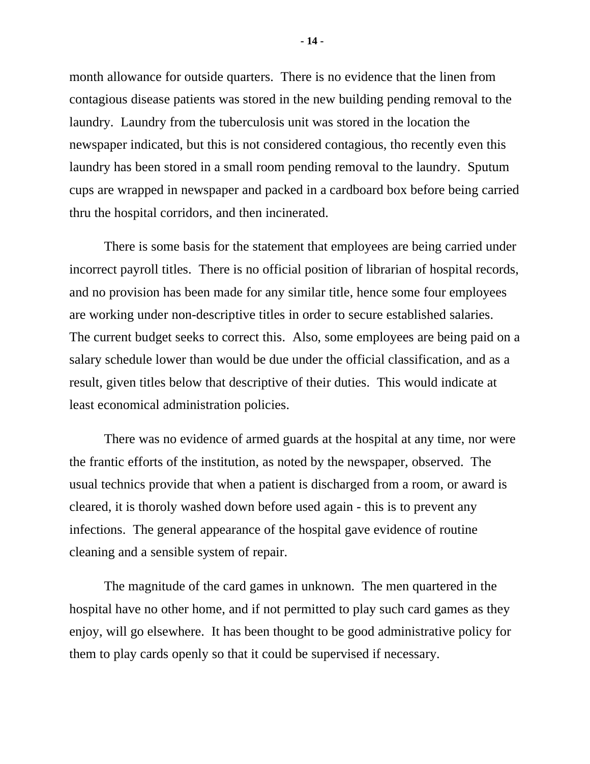month allowance for outside quarters. There is no evidence that the linen from contagious disease patients was stored in the new building pending removal to the laundry. Laundry from the tuberculosis unit was stored in the location the newspaper indicated, but this is not considered contagious, tho recently even this laundry has been stored in a small room pending removal to the laundry. Sputum cups are wrapped in newspaper and packed in a cardboard box before being carried thru the hospital corridors, and then incinerated.

There is some basis for the statement that employees are being carried under incorrect payroll titles. There is no official position of librarian of hospital records, and no provision has been made for any similar title, hence some four employees are working under non-descriptive titles in order to secure established salaries. The current budget seeks to correct this. Also, some employees are being paid on a salary schedule lower than would be due under the official classification, and as a result, given titles below that descriptive of their duties. This would indicate at least economical administration policies.

There was no evidence of armed guards at the hospital at any time, nor were the frantic efforts of the institution, as noted by the newspaper, observed. The usual technics provide that when a patient is discharged from a room, or award is cleared, it is thoroly washed down before used again - this is to prevent any infections. The general appearance of the hospital gave evidence of routine cleaning and a sensible system of repair.

The magnitude of the card games in unknown. The men quartered in the hospital have no other home, and if not permitted to play such card games as they enjoy, will go elsewhere. It has been thought to be good administrative policy for them to play cards openly so that it could be supervised if necessary.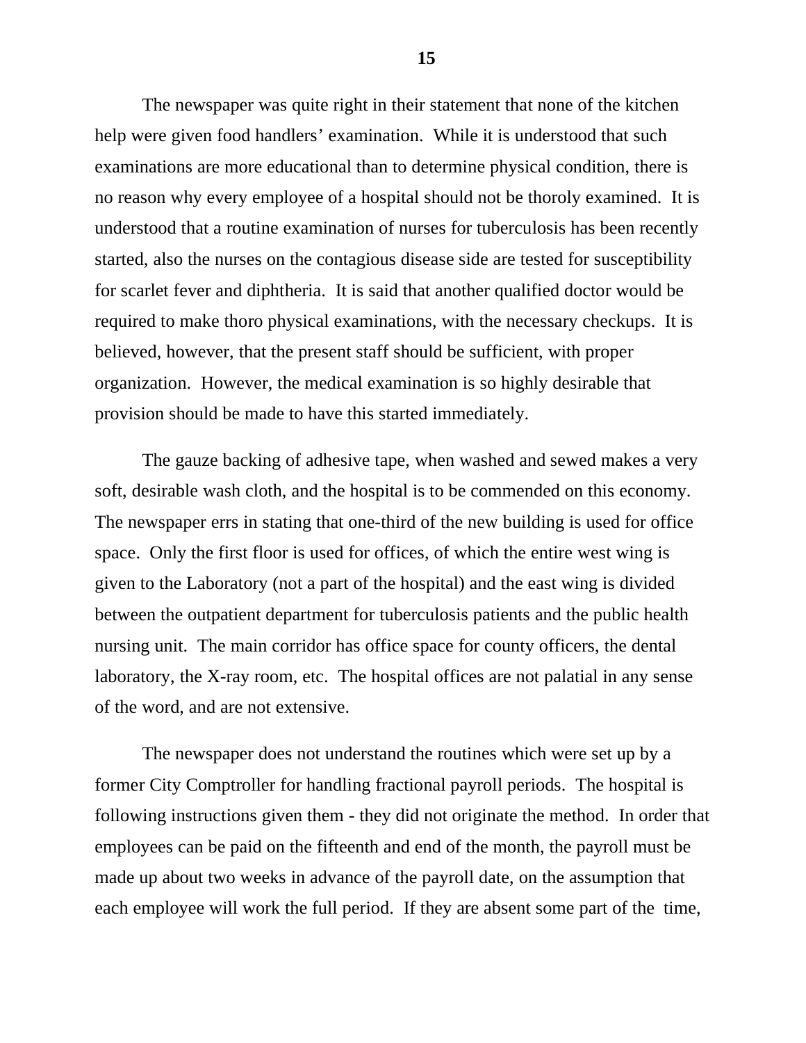The newspaper was quite right in their statement that none of the kitchen help were given food handlers' examination. While it is understood that such examinations are more educational than to determine physical condition, there is no reason why every employee of a hospital should not be thoroly examined. It is understood that a routine examination of nurses for tuberculosis has been recently started, also the nurses on the contagious disease side are tested for susceptibility for scarlet fever and diphtheria. It is said that another qualified doctor would be required to make thoro physical examinations, with the necessary checkups. It is believed, however, that the present staff should be sufficient, with proper organization. However, the medical examination is so highly desirable that provision should be made to have this started immediately.

The gauze backing of adhesive tape, when washed and sewed makes a very soft, desirable wash cloth, and the hospital is to be commended on this economy. The newspaper errs in stating that one-third of the new building is used for office space. Only the first floor is used for offices, of which the entire west wing is given to the Laboratory (not a part of the hospital) and the east wing is divided between the outpatient department for tuberculosis patients and the public health nursing unit. The main corridor has office space for county officers, the dental laboratory, the X-ray room, etc. The hospital offices are not palatial in any sense of the word, and are not extensive.

The newspaper does not understand the routines which were set up by a former City Comptroller for handling fractional payroll periods. The hospital is following instructions given them - they did not originate the method. In order that employees can be paid on the fifteenth and end of the month, the payroll must be made up about two weeks in advance of the payroll date, on the assumption that each employee will work the full period. If they are absent some part of the time,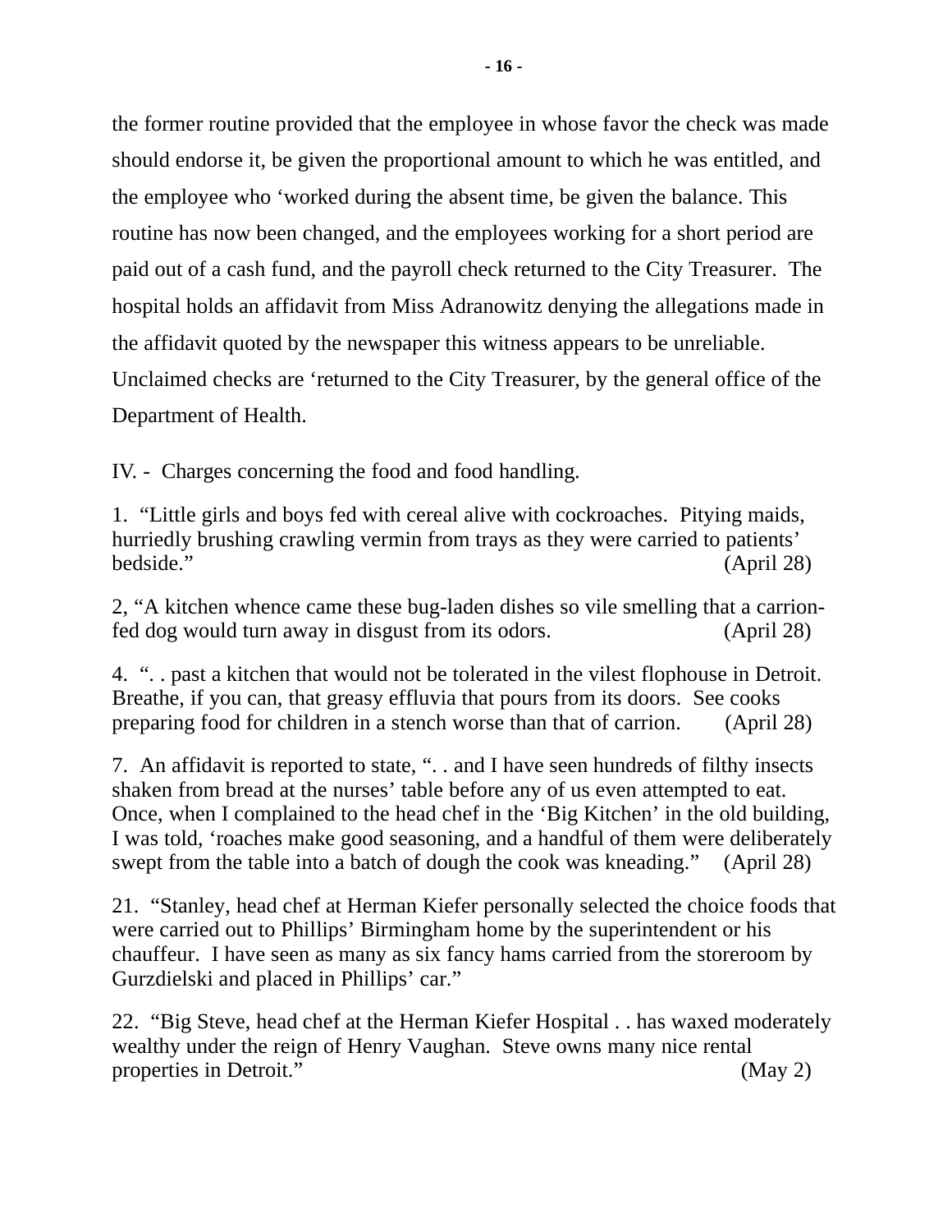the former routine provided that the employee in whose favor the check was made should endorse it, be given the proportional amount to which he was entitled, and the employee who 'worked during the absent time, be given the balance. This routine has now been changed, and the employees working for a short period are paid out of a cash fund, and the payroll check returned to the City Treasurer. The hospital holds an affidavit from Miss Adranowitz denying the allegations made in the affidavit quoted by the newspaper this witness appears to be unreliable. Unclaimed checks are 'returned to the City Treasurer, by the general office of the Department of Health.

IV. - Charges concerning the food and food handling.

1. "Little girls and boys fed with cereal alive with cockroaches. Pitying maids, hurriedly brushing crawling vermin from trays as they were carried to patients' bedside." (April 28)

2, "A kitchen whence came these bug-laden dishes so vile smelling that a carrion-fed dog would turn away in disgust from its odors. (April 28)

4. ". . past a kitchen that would not be tolerated in the vilest flophouse in Detroit. Breathe, if you can, that greasy effluvia that pours from its doors. See cooks preparing food for children in a stench worse than that of carrion. (April 28)

7. An affidavit is reported to state, ". . and I have seen hundreds of filthy insects shaken from bread at the nurses' table before any of us even attempted to eat. Once, when I complained to the head chef in the 'Big Kitchen' in the old building, I was told, 'roaches make good seasoning, and a handful of them were deliberately swept from the table into a batch of dough the cook was kneading." (April 28)

21. "Stanley, head chef at Herman Kiefer personally selected the choice foods that were carried out to Phillips' Birmingham home by the superintendent or his chauffeur. I have seen as many as six fancy hams carried from the storeroom by Gurzdielski and placed in Phillips' car."

22. "Big Steve, head chef at the Herman Kiefer Hospital . . has waxed moderately wealthy under the reign of Henry Vaughan. Steve owns many nice rental properties in Detroit." (May 2)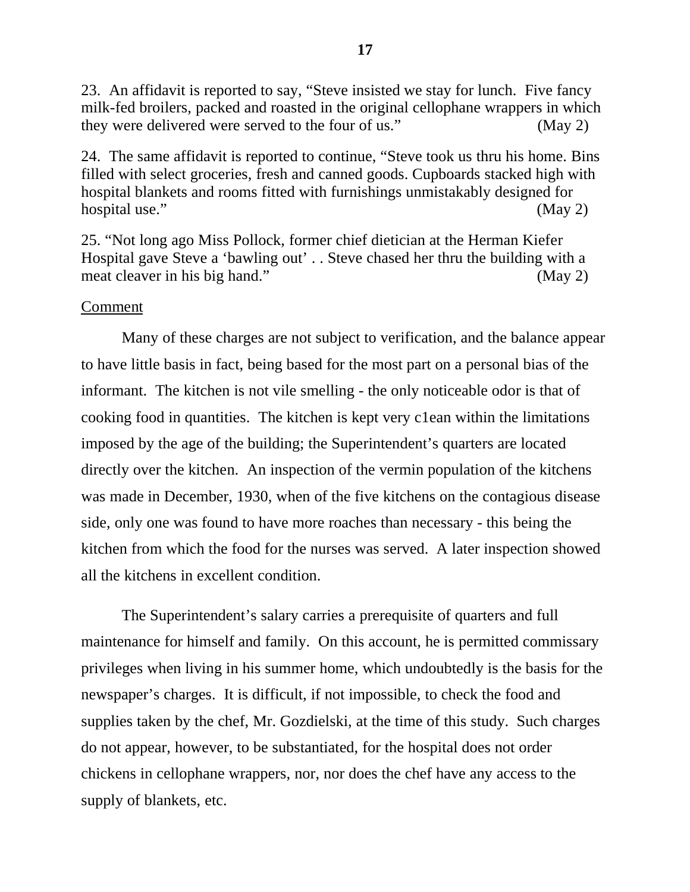23. An affidavit is reported to say, "Steve insisted we stay for lunch. Five fancy milk-fed broilers, packed and roasted in the original cellophane wrappers in which they were delivered were served to the four of us." (May 2)

24. The same affidavit is reported to continue, "Steve took us thru his home. Bins filled with select groceries, fresh and canned goods. Cupboards stacked high with hospital blankets and rooms fitted with furnishings unmistakably designed for hospital use." (May 2)

25. "Not long ago Miss Pollock, former chief dietician at the Herman Kiefer Hospital gave Steve a 'bawling out' . . Steve chased her thru the building with a meat cleaver in his big hand." (May 2)

Comment

Many of these charges are not subject to verification, and the balance appear to have little basis in fact, being based for the most part on a personal bias of the informant. The kitchen is not vile smelling - the only noticeable odor is that of cooking food in quantities. The kitchen is kept very c1ean within the limitations imposed by the age of the building; the Superintendent's quarters are located directly over the kitchen. An inspection of the vermin population of the kitchens was made in December, 1930, when of the five kitchens on the contagious disease side, only one was found to have more roaches than necessary - this being the kitchen from which the food for the nurses was served. A later inspection showed all the kitchens in excellent condition.

The Superintendent's salary carries a prerequisite of quarters and full maintenance for himself and family. On this account, he is permitted commissary privileges when living in his summer home, which undoubtedly is the basis for the newspaper's charges. It is difficult, if not impossible, to check the food and supplies taken by the chef, Mr. Gozdielski, at the time of this study. Such charges do not appear, however, to be substantiated, for the hospital does not order chickens in cellophane wrappers, nor, nor does the chef have any access to the supply of blankets, etc.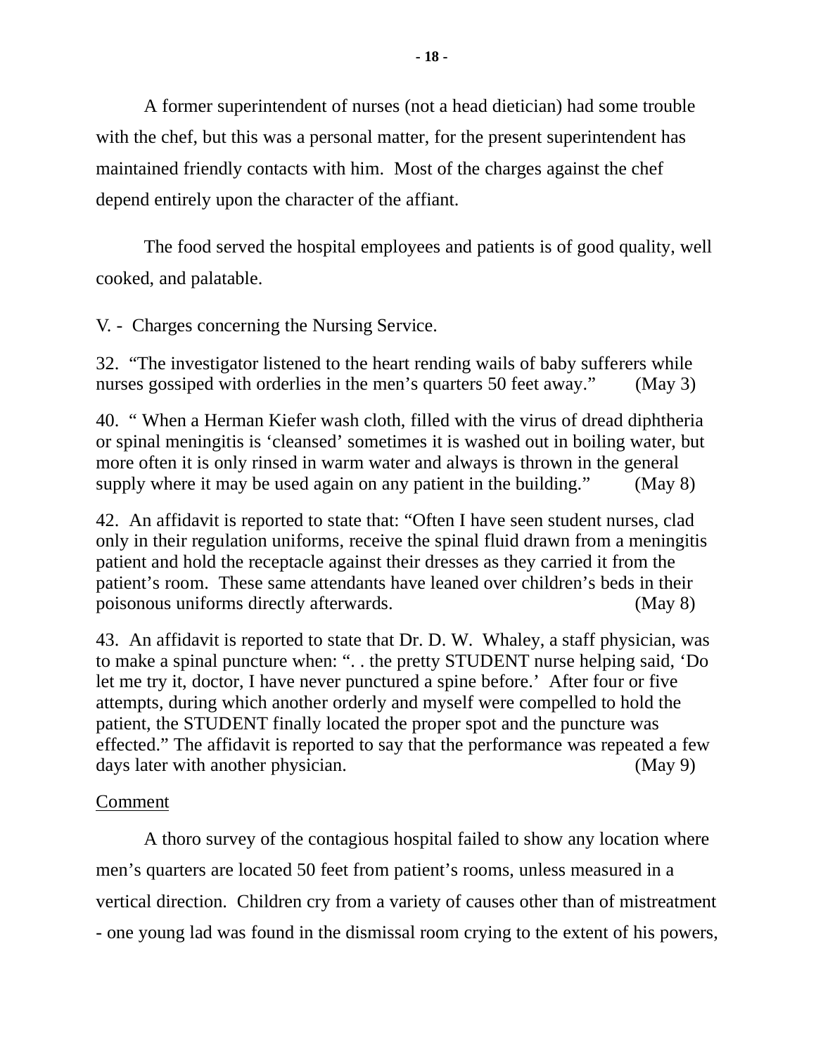A former superintendent of nurses (not a head dietician) had some trouble with the chef, but this was a personal matter, for the present superintendent has maintained friendly contacts with him. Most of the charges against the chef depend entirely upon the character of the affiant.

The food served the hospital employees and patients is of good quality, well cooked, and palatable.

V. - Charges concerning the Nursing Service.

32. "The investigator listened to the heart rending wails of baby sufferers while nurses gossiped with orderlies in the men's quarters 50 feet away." (May 3)

40. " When a Herman Kiefer wash cloth, filled with the virus of dread diphtheria or spinal meningitis is 'cleansed' sometimes it is washed out in boiling water, but more often it is only rinsed in warm water and always is thrown in the general supply where it may be used again on any patient in the building." (May 8)

42. An affidavit is reported to state that: "Often I have seen student nurses, clad only in their regulation uniforms, receive the spinal fluid drawn from a meningitis patient and hold the receptacle against their dresses as they carried it from the patient's room. These same attendants have leaned over children's beds in their poisonous uniforms directly afterwards. (May 8)

43. An affidavit is reported to state that Dr. D. W. Whaley, a staff physician, was to make a spinal puncture when: ". . the pretty STUDENT nurse helping said, 'Do let me try it, doctor, I have never punctured a spine before.' After four or five attempts, during which another orderly and myself were compelled to hold the patient, the STUDENT finally located the proper spot and the puncture was effected." The affidavit is reported to say that the performance was repeated a few days later with another physician. (May 9)

<u>Comment</u>

A thoro survey of the contagious hospital failed to show any location where men's quarters are located 50 feet from patient's rooms, unless measured in a vertical direction. Children cry from a variety of causes other than of mistreatment - one young lad was found in the dismissal room crying to the extent of his powers,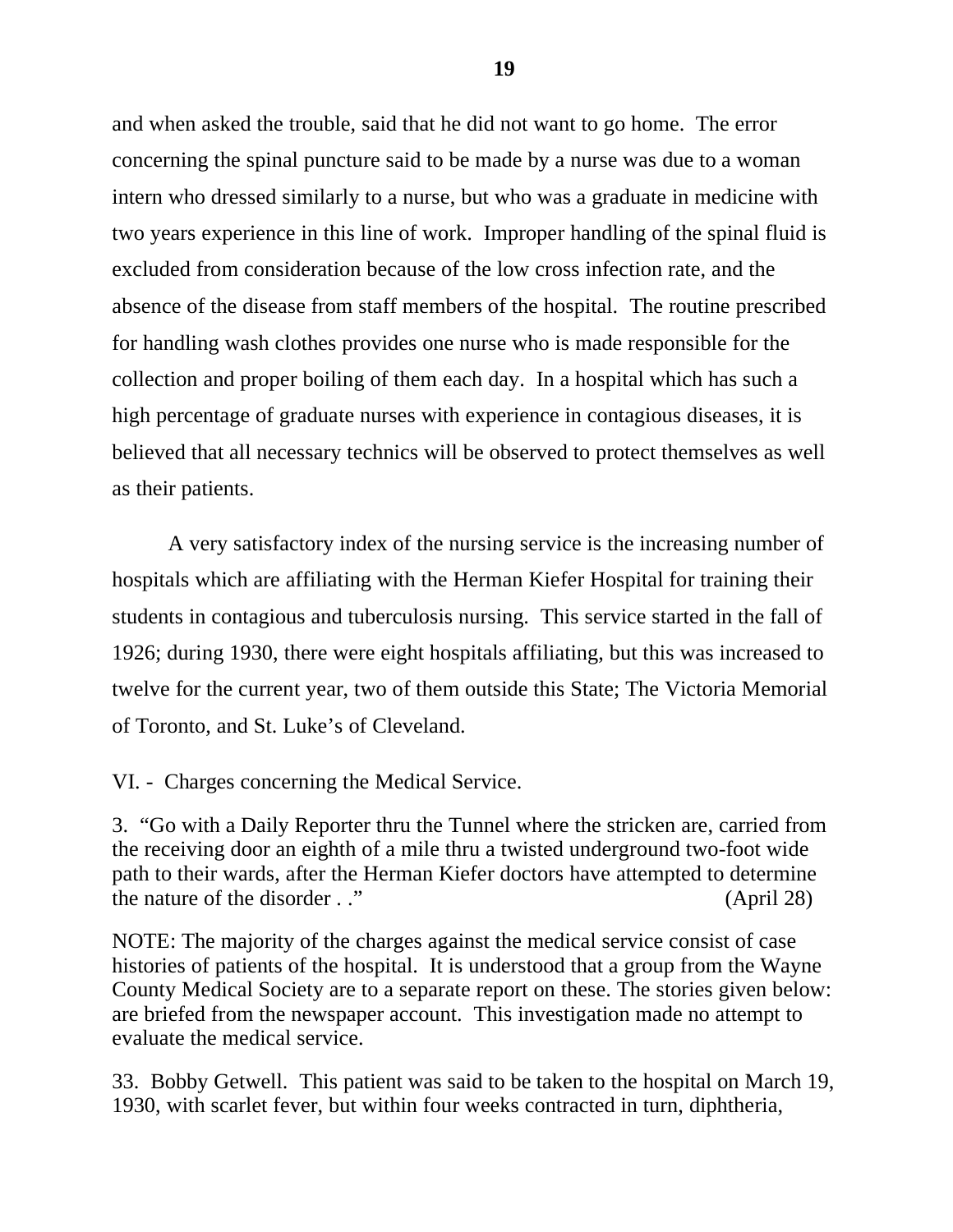and when asked the trouble, said that he did not want to go home. The error concerning the spinal puncture said to be made by a nurse was due to a woman intern who dressed similarly to a nurse, but who was a graduate in medicine with two years experience in this line of work. Improper handling of the spinal fluid is excluded from consideration because of the low cross infection rate, and the absence of the disease from staff members of the hospital. The routine prescribed for handling wash clothes provides one nurse who is made responsible for the collection and proper boiling of them each day. In a hospital which has such a high percentage of graduate nurses with experience in contagious diseases, it is believed that all necessary technics will be observed to protect themselves as well as their patients.

A very satisfactory index of the nursing service is the increasing number of hospitals which are affiliating with the Herman Kiefer Hospital for training their students in contagious and tuberculosis nursing. This service started in the fall of 1926; during 1930, there were eight hospitals affiliating, but this was increased to twelve for the current year, two of them outside this State; The Victoria Memorial of Toronto, and St. Luke's of Cleveland.

VI. - Charges concerning the Medical Service.

3. "Go with a Daily Reporter thru the Tunnel where the stricken are, carried from the receiving door an eighth of a mile thru a twisted underground two-foot wide path to their wards, after the Herman Kiefer doctors have attempted to determine the nature of the disorder . ." (April 28)

NOTE: The majority of the charges against the medical service consist of case histories of patients of the hospital. It is understood that a group from the Wayne County Medical Society are to a separate report on these. The stories given below: are briefed from the newspaper account. This investigation made no attempt to evaluate the medical service.

33. Bobby Getwell. This patient was said to be taken to the hospital on March 19, 1930, with scarlet fever, but within four weeks contracted in turn, diphtheria,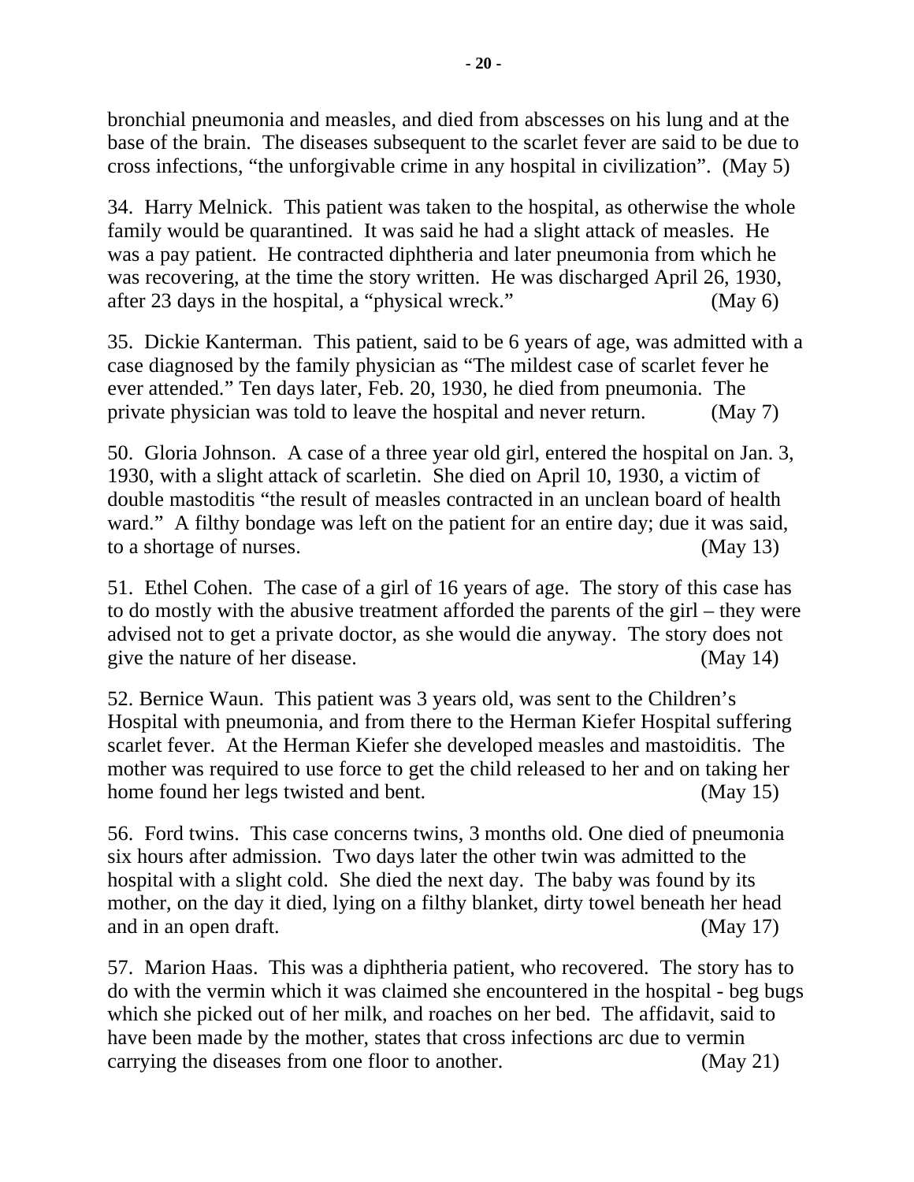bronchial pneumonia and measles, and died from abscesses on his lung and at the base of the brain. The diseases subsequent to the scarlet fever are said to be due to cross infections, "the unforgivable crime in any hospital in civilization". (May 5)

34. Harry Melnick. This patient was taken to the hospital, as otherwise the whole family would be quarantined. It was said he had a slight attack of measles. He was a pay patient. He contracted diphtheria and later pneumonia from which he was recovering, at the time the story written. He was discharged April 26, 1930, after 23 days in the hospital, a "physical wreck." (May 6)

35. Dickie Kanterman. This patient, said to be 6 years of age, was admitted with a case diagnosed by the family physician as "The mildest case of scarlet fever he ever attended." Ten days later, Feb. 20, 1930, he died from pneumonia. The private physician was told to leave the hospital and never return. (May 7)

50. Gloria Johnson. A case of a three year old girl, entered the hospital on Jan. 3, 1930, with a slight attack of scarletin. She died on April 10, 1930, a victim of double mastoditis "the result of measles contracted in an unclean board of health ward." A filthy bondage was left on the patient for an entire day; due it was said, to a shortage of nurses. (May 13)

51. Ethel Cohen. The case of a girl of 16 years of age. The story of this case has to do mostly with the abusive treatment afforded the parents of the girl – they were advised not to get a private doctor, as she would die anyway. The story does not give the nature of her disease. (May 14)

52. Bernice Waun. This patient was 3 years old, was sent to the Children's Hospital with pneumonia, and from there to the Herman Kiefer Hospital suffering scarlet fever. At the Herman Kiefer she developed measles and mastoiditis. The mother was required to use force to get the child released to her and on taking her home found her legs twisted and bent. (May 15)

56. Ford twins. This case concerns twins, 3 months old. One died of pneumonia six hours after admission. Two days later the other twin was admitted to the hospital with a slight cold. She died the next day. The baby was found by its mother, on the day it died, lying on a filthy blanket, dirty towel beneath her head and in an open draft. (May 17)

57. Marion Haas. This was a diphtheria patient, who recovered. The story has to do with the vermin which it was claimed she encountered in the hospital - beg bugs which she picked out of her milk, and roaches on her bed. The affidavit, said to have been made by the mother, states that cross infections arc due to vermin carrying the diseases from one floor to another. (May 21)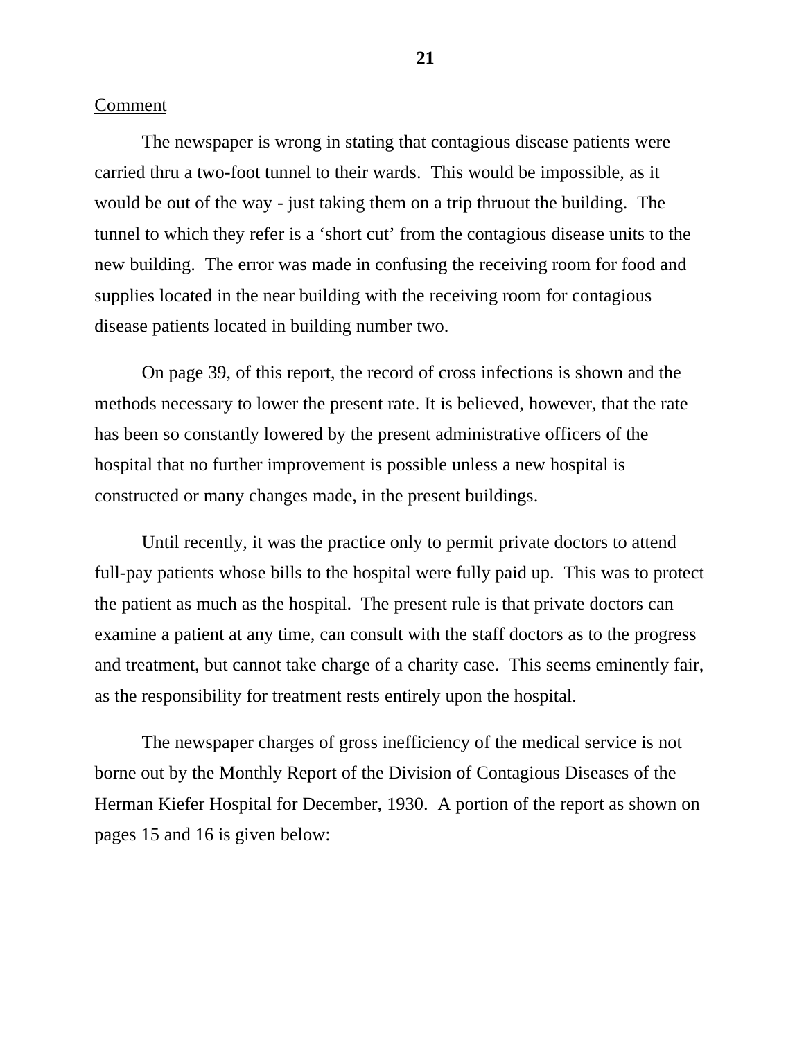Comment

The newspaper is wrong in stating that contagious disease patients were carried thru a two-foot tunnel to their wards. This would be impossible, as it would be out of the way - just taking them on a trip thruout the building. The tunnel to which they refer is a 'short cut' from the contagious disease units to the new building. The error was made in confusing the receiving room for food and supplies located in the near building with the receiving room for contagious disease patients located in building number two.

On page 39, of this report, the record of cross infections is shown and the methods necessary to lower the present rate. It is believed, however, that the rate has been so constantly lowered by the present administrative officers of the hospital that no further improvement is possible unless a new hospital is constructed or many changes made, in the present buildings.

Until recently, it was the practice only to permit private doctors to attend full-pay patients whose bills to the hospital were fully paid up. This was to protect the patient as much as the hospital. The present rule is that private doctors can examine a patient at any time, can consult with the staff doctors as to the progress and treatment, but cannot take charge of a charity case. This seems eminently fair, as the responsibility for treatment rests entirely upon the hospital.

The newspaper charges of gross inefficiency of the medical service is not borne out by the Monthly Report of the Division of Contagious Diseases of the Herman Kiefer Hospital for December, 1930. A portion of the report as shown on pages 15 and 16 is given below: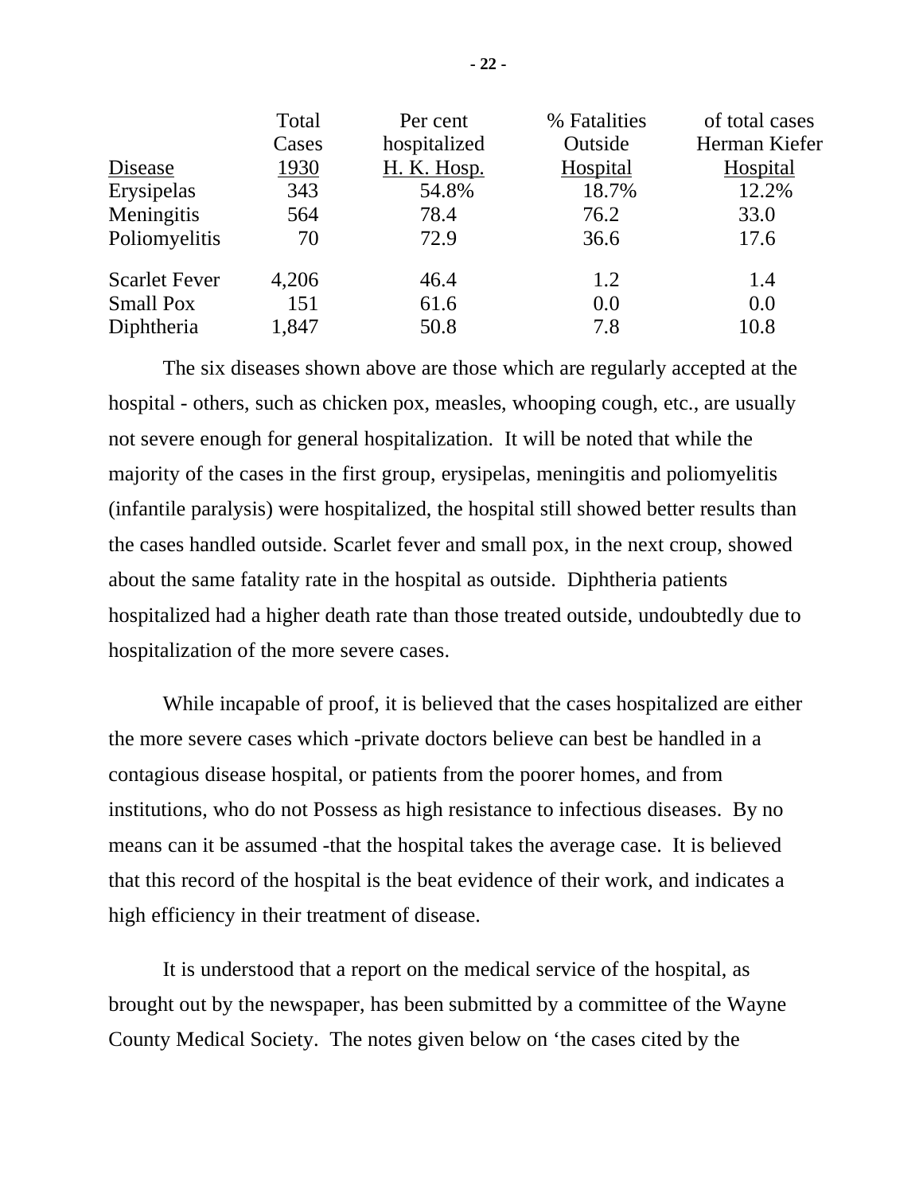| Disease | Total Cases 1930 | Per cent hospitalized H. K. Hosp. | % Fatalities Outside Hospital | of total cases Herman Kiefer Hospital |
|---|---|---|---|---|
| Erysipelas | 343 | 54.8% | 18.7% | 12.2% |
| Meningitis | 564 | 78.4 | 76.2 | 33.0 |
| Poliomyelitis | 70 | 72.9 | 36.6 | 17.6 |
| Scarlet Fever | 4,206 | 46.4 | 1.2 | 1.4 |
| Small Pox | 151 | 61.6 | 0.0 | 0.0 |
| Diphtheria | 1,847 | 50.8 | 7.8 | 10.8 |

The six diseases shown above are those which are regularly accepted at the hospital - others, such as chicken pox, measles, whooping cough, etc., are usually not severe enough for general hospitalization. It will be noted that while the majority of the cases in the first group, erysipelas, meningitis and poliomyelitis (infantile paralysis) were hospitalized, the hospital still showed better results than the cases handled outside. Scarlet fever and small pox, in the next croup, showed about the same fatality rate in the hospital as outside. Diphtheria patients hospitalized had a higher death rate than those treated outside, undoubtedly due to hospitalization of the more severe cases.

While incapable of proof, it is believed that the cases hospitalized are either the more severe cases which -private doctors believe can best be handled in a contagious disease hospital, or patients from the poorer homes, and from institutions, who do not Possess as high resistance to infectious diseases. By no means can it be assumed -that the hospital takes the average case. It is believed that this record of the hospital is the beat evidence of their work, and indicates a high efficiency in their treatment of disease.

It is understood that a report on the medical service of the hospital, as brought out by the newspaper, has been submitted by a committee of the Wayne County Medical Society. The notes given below on ‘the cases cited by the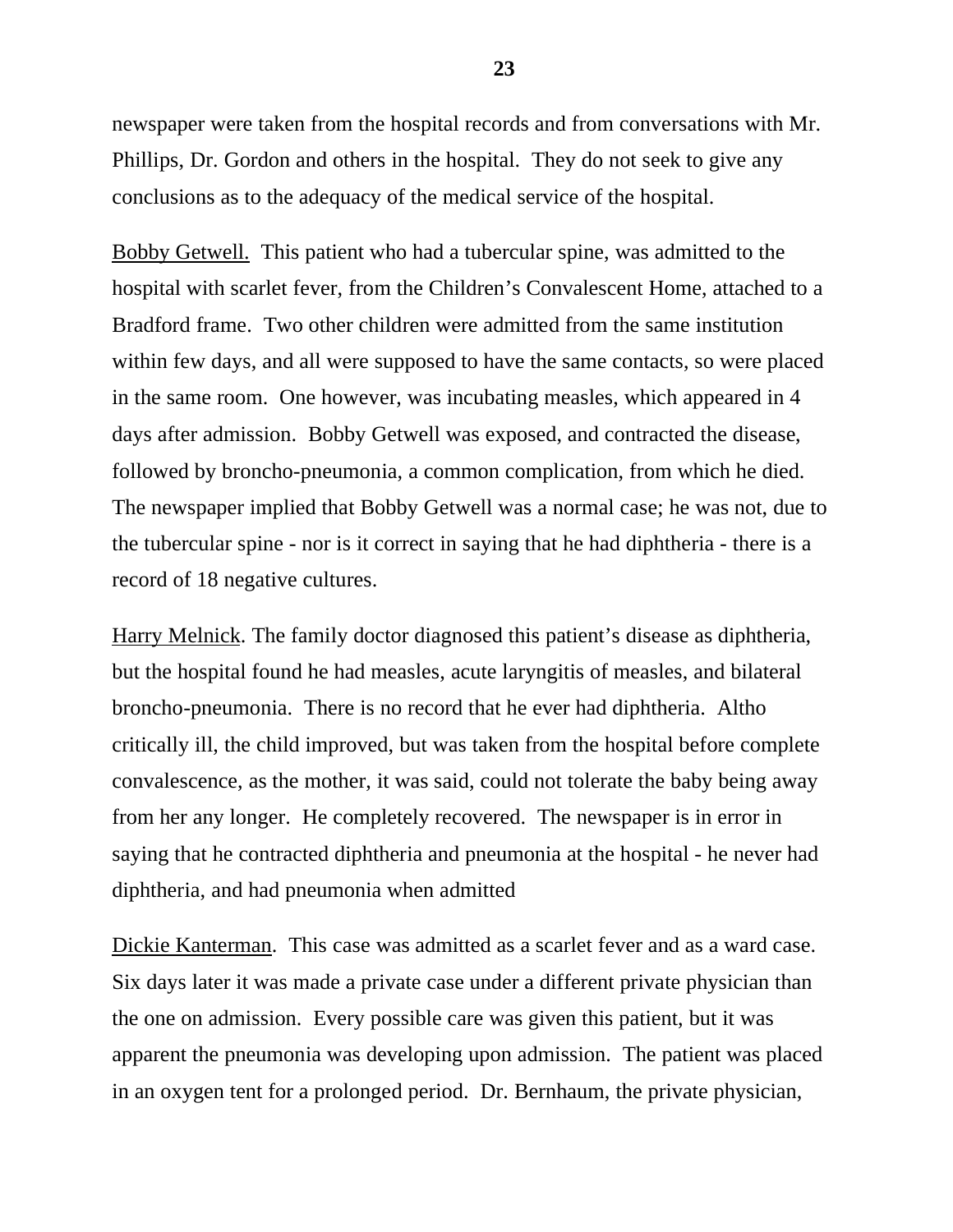newspaper were taken from the hospital records and from conversations with Mr. Phillips, Dr. Gordon and others in the hospital. They do not seek to give any conclusions as to the adequacy of the medical service of the hospital.

<u>Bobby Getwell.</u> This patient who had a tubercular spine, was admitted to the hospital with scarlet fever, from the Children's Convalescent Home, attached to a Bradford frame. Two other children were admitted from the same institution within few days, and all were supposed to have the same contacts, so were placed in the same room. One however, was incubating measles, which appeared in 4 days after admission. Bobby Getwell was exposed, and contracted the disease, followed by broncho-pneumonia, a common complication, from which he died. The newspaper implied that Bobby Getwell was a normal case; he was not, due to the tubercular spine - nor is it correct in saying that he had diphtheria - there is a record of 18 negative cultures.

<u>Harry Melnick</u>. The family doctor diagnosed this patient's disease as diphtheria, but the hospital found he had measles, acute laryngitis of measles, and bilateral broncho-pneumonia. There is no record that he ever had diphtheria. Altho critically ill, the child improved, but was taken from the hospital before complete convalescence, as the mother, it was said, could not tolerate the baby being away from her any longer. He completely recovered. The newspaper is in error in saying that he contracted diphtheria and pneumonia at the hospital - he never had diphtheria, and had pneumonia when admitted

<u>Dickie Kanterman</u>. This case was admitted as a scarlet fever and as a ward case. Six days later it was made a private case under a different private physician than the one on admission. Every possible care was given this patient, but it was apparent the pneumonia was developing upon admission. The patient was placed in an oxygen tent for a prolonged period. Dr. Bernhaum, the private physician,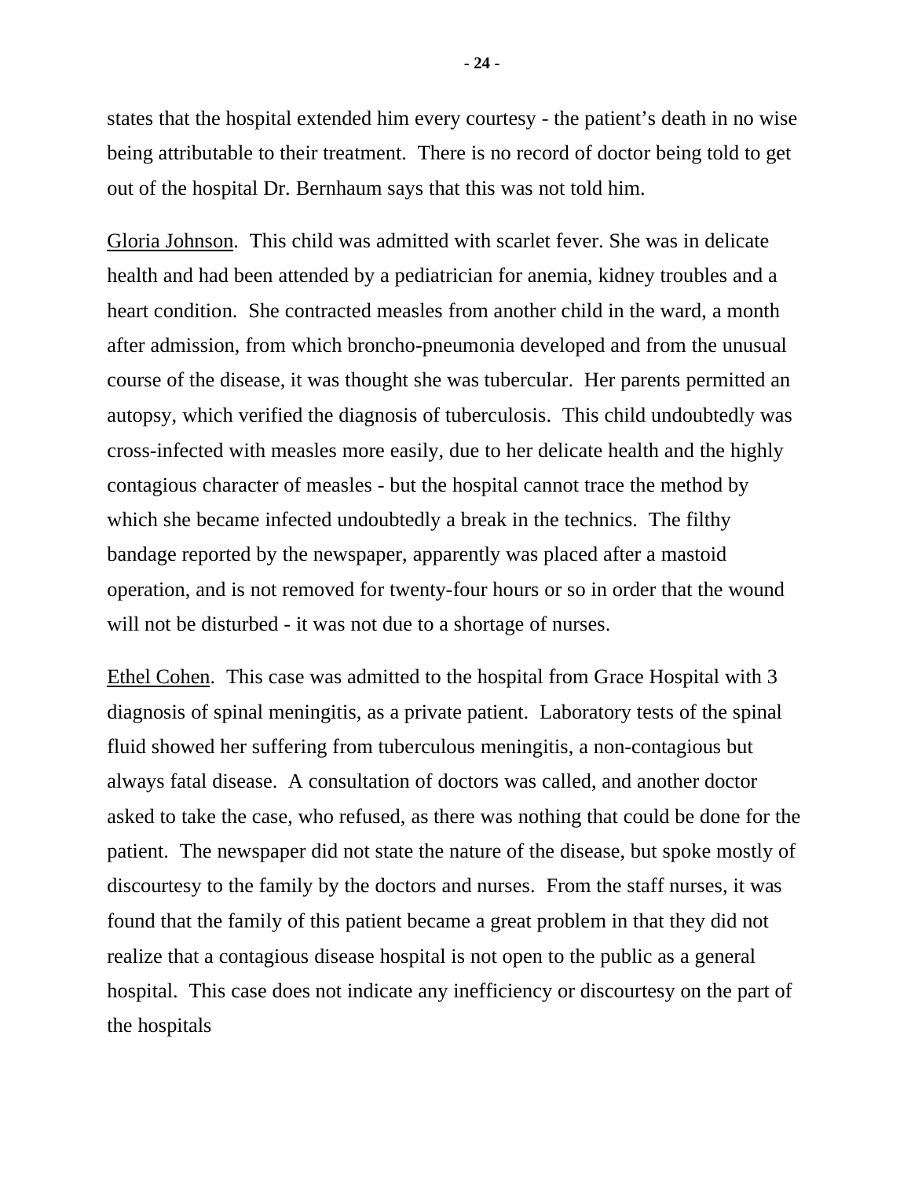states that the hospital extended him every courtesy - the patient's death in no wise being attributable to their treatment. There is no record of doctor being told to get out of the hospital Dr. Bernhaum says that this was not told him.

Gloria Johnson. This child was admitted with scarlet fever. She was in delicate health and had been attended by a pediatrician for anemia, kidney troubles and a heart condition. She contracted measles from another child in the ward, a month after admission, from which broncho-pneumonia developed and from the unusual course of the disease, it was thought she was tubercular. Her parents permitted an autopsy, which verified the diagnosis of tuberculosis. This child undoubtedly was cross-infected with measles more easily, due to her delicate health and the highly contagious character of measles - but the hospital cannot trace the method by which she became infected undoubtedly a break in the technics. The filthy bandage reported by the newspaper, apparently was placed after a mastoid operation, and is not removed for twenty-four hours or so in order that the wound will not be disturbed - it was not due to a shortage of nurses.

Ethel Cohen. This case was admitted to the hospital from Grace Hospital with 3 diagnosis of spinal meningitis, as a private patient. Laboratory tests of the spinal fluid showed her suffering from tuberculous meningitis, a non-contagious but always fatal disease. A consultation of doctors was called, and another doctor asked to take the case, who refused, as there was nothing that could be done for the patient. The newspaper did not state the nature of the disease, but spoke mostly of discourtesy to the family by the doctors and nurses. From the staff nurses, it was found that the family of this patient became a great problem in that they did not realize that a contagious disease hospital is not open to the public as a general hospital. This case does not indicate any inefficiency or discourtesy on the part of the hospitals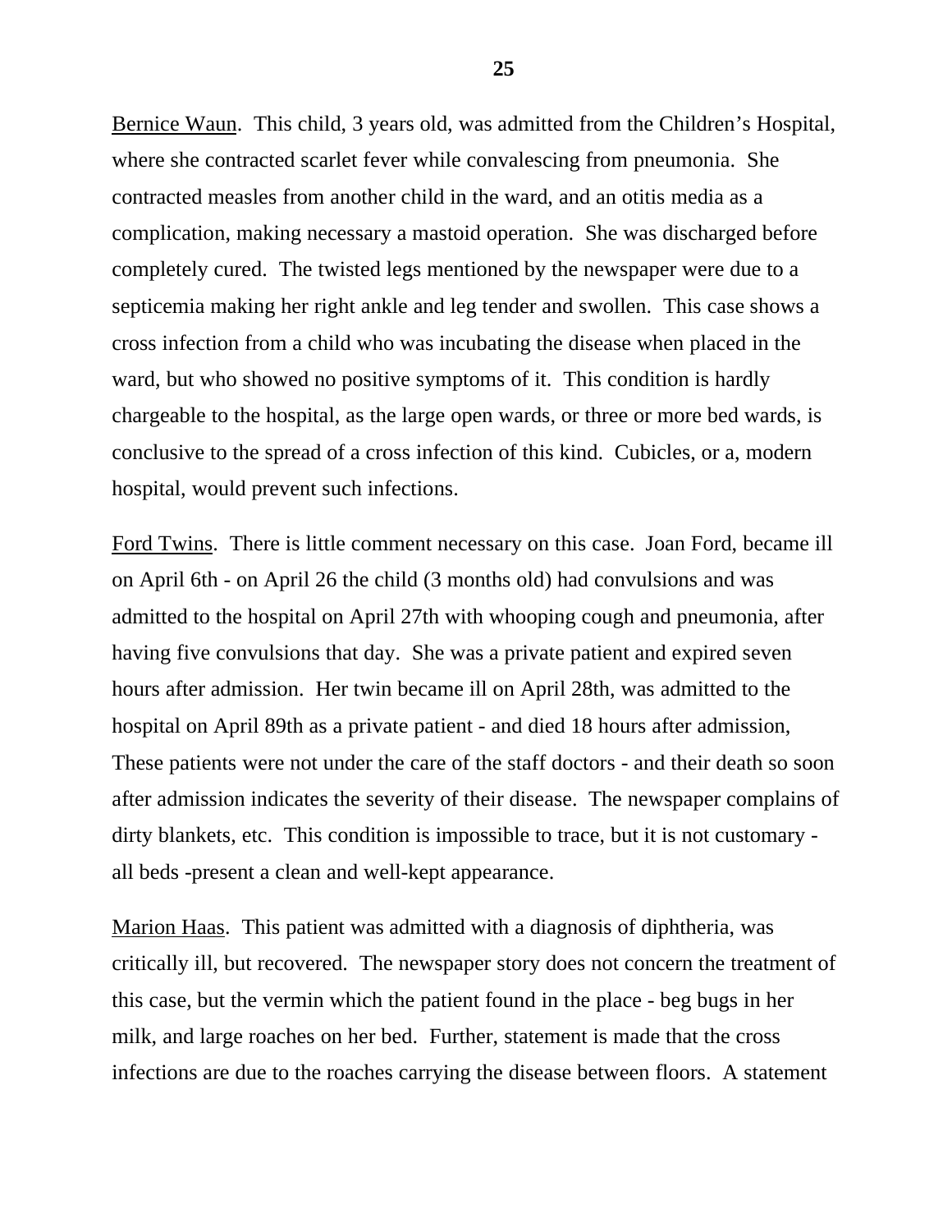Bernice Waun. This child, 3 years old, was admitted from the Children's Hospital, where she contracted scarlet fever while convalescing from pneumonia. She contracted measles from another child in the ward, and an otitis media as a complication, making necessary a mastoid operation. She was discharged before completely cured. The twisted legs mentioned by the newspaper were due to a septicemia making her right ankle and leg tender and swollen. This case shows a cross infection from a child who was incubating the disease when placed in the ward, but who showed no positive symptoms of it. This condition is hardly chargeable to the hospital, as the large open wards, or three or more bed wards, is conclusive to the spread of a cross infection of this kind. Cubicles, or a, modern hospital, would prevent such infections.

Ford Twins. There is little comment necessary on this case. Joan Ford, became ill on April 6th - on April 26 the child (3 months old) had convulsions and was admitted to the hospital on April 27th with whooping cough and pneumonia, after having five convulsions that day. She was a private patient and expired seven hours after admission. Her twin became ill on April 28th, was admitted to the hospital on April 89th as a private patient - and died 18 hours after admission, These patients were not under the care of the staff doctors - and their death so soon after admission indicates the severity of their disease. The newspaper complains of dirty blankets, etc. This condition is impossible to trace, but it is not customary - all beds -present a clean and well-kept appearance.

Marion Haas. This patient was admitted with a diagnosis of diphtheria, was critically ill, but recovered. The newspaper story does not concern the treatment of this case, but the vermin which the patient found in the place - beg bugs in her milk, and large roaches on her bed. Further, statement is made that the cross infections are due to the roaches carrying the disease between floors. A statement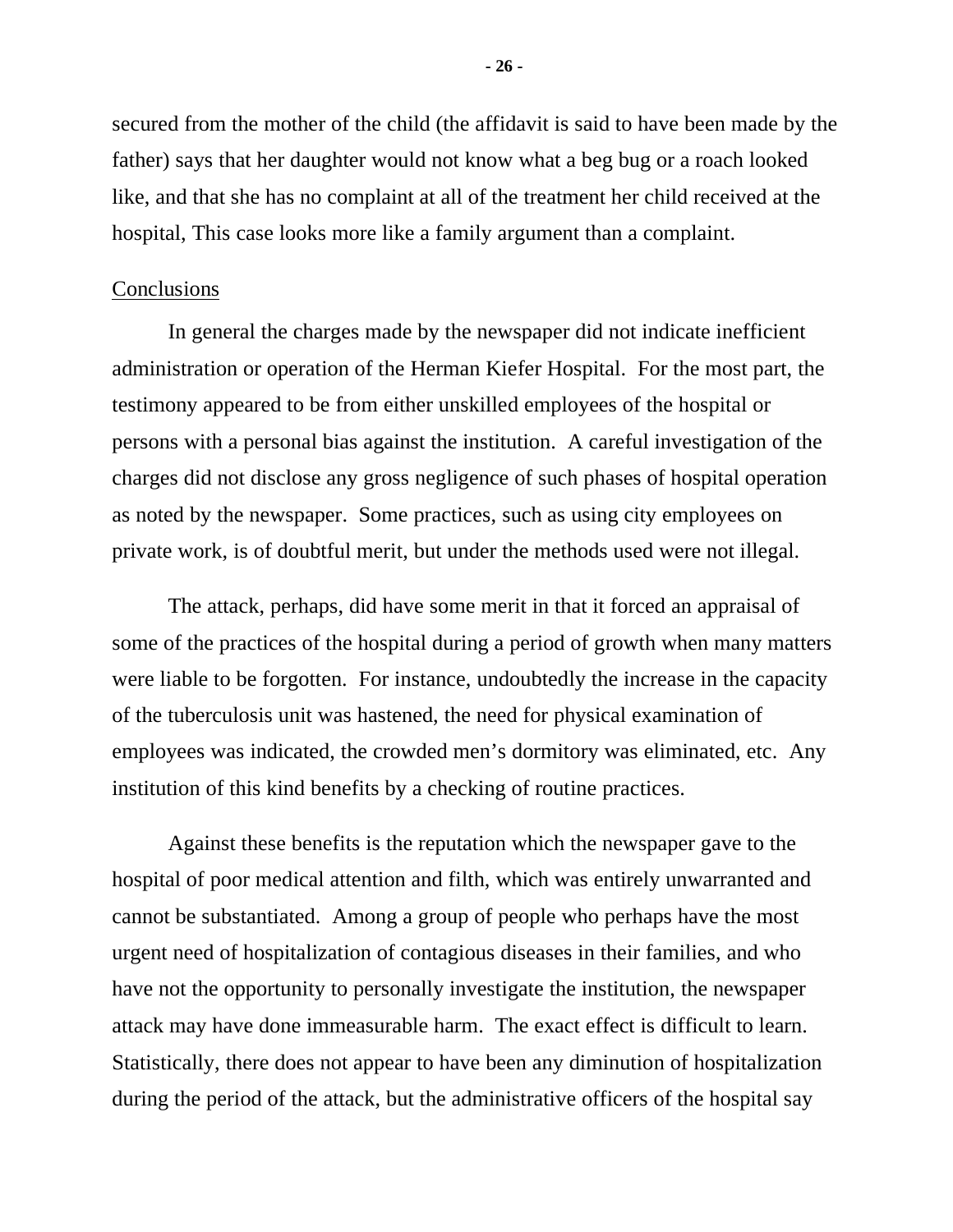secured from the mother of the child (the affidavit is said to have been made by the father) says that her daughter would not know what a beg bug or a roach looked like, and that she has no complaint at all of the treatment her child received at the hospital, This case looks more like a family argument than a complaint.

<u>Conclusions</u>

In general the charges made by the newspaper did not indicate inefficient administration or operation of the Herman Kiefer Hospital. For the most part, the testimony appeared to be from either unskilled employees of the hospital or persons with a personal bias against the institution. A careful investigation of the charges did not disclose any gross negligence of such phases of hospital operation as noted by the newspaper. Some practices, such as using city employees on private work, is of doubtful merit, but under the methods used were not illegal.

The attack, perhaps, did have some merit in that it forced an appraisal of some of the practices of the hospital during a period of growth when many matters were liable to be forgotten. For instance, undoubtedly the increase in the capacity of the tuberculosis unit was hastened, the need for physical examination of employees was indicated, the crowded men's dormitory was eliminated, etc. Any institution of this kind benefits by a checking of routine practices.

Against these benefits is the reputation which the newspaper gave to the hospital of poor medical attention and filth, which was entirely unwarranted and cannot be substantiated. Among a group of people who perhaps have the most urgent need of hospitalization of contagious diseases in their families, and who have not the opportunity to personally investigate the institution, the newspaper attack may have done immeasurable harm. The exact effect is difficult to learn. Statistically, there does not appear to have been any diminution of hospitalization during the period of the attack, but the administrative officers of the hospital say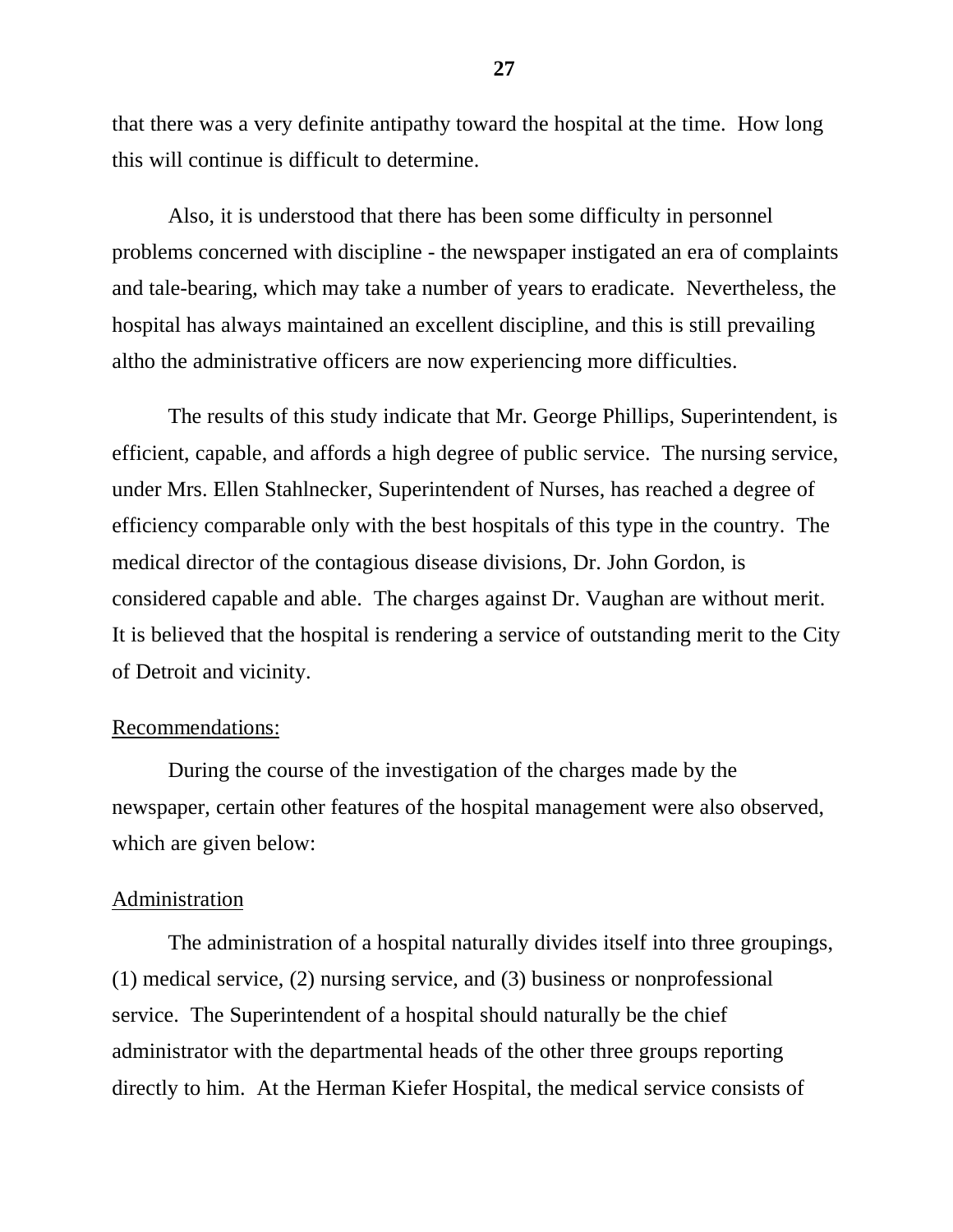that there was a very definite antipathy toward the hospital at the time. How long this will continue is difficult to determine.

Also, it is understood that there has been some difficulty in personnel problems concerned with discipline - the newspaper instigated an era of complaints and tale-bearing, which may take a number of years to eradicate. Nevertheless, the hospital has always maintained an excellent discipline, and this is still prevailing altho the administrative officers are now experiencing more difficulties.

The results of this study indicate that Mr. George Phillips, Superintendent, is efficient, capable, and affords a high degree of public service. The nursing service, under Mrs. Ellen Stahlnecker, Superintendent of Nurses, has reached a degree of efficiency comparable only with the best hospitals of this type in the country. The medical director of the contagious disease divisions, Dr. John Gordon, is considered capable and able. The charges against Dr. Vaughan are without merit. It is believed that the hospital is rendering a service of outstanding merit to the City of Detroit and vicinity.

<u>Recommendations:</u>

During the course of the investigation of the charges made by the newspaper, certain other features of the hospital management were also observed, which are given below:

<u>Administration</u>

The administration of a hospital naturally divides itself into three groupings, (1) medical service, (2) nursing service, and (3) business or nonprofessional service. The Superintendent of a hospital should naturally be the chief administrator with the departmental heads of the other three groups reporting directly to him. At the Herman Kiefer Hospital, the medical service consists of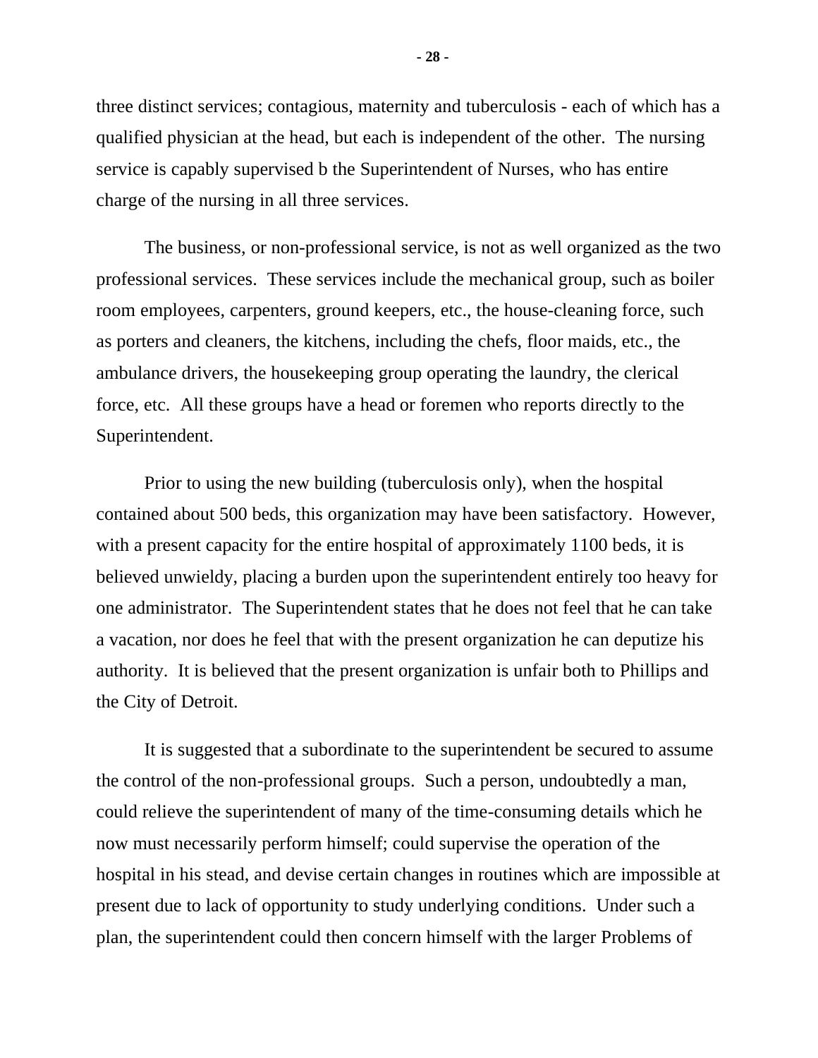three distinct services; contagious, maternity and tuberculosis - each of which has a qualified physician at the head, but each is independent of the other. The nursing service is capably supervised b the Superintendent of Nurses, who has entire charge of the nursing in all three services.

The business, or non-professional service, is not as well organized as the two professional services. These services include the mechanical group, such as boiler room employees, carpenters, ground keepers, etc., the house-cleaning force, such as porters and cleaners, the kitchens, including the chefs, floor maids, etc., the ambulance drivers, the housekeeping group operating the laundry, the clerical force, etc. All these groups have a head or foremen who reports directly to the Superintendent.

Prior to using the new building (tuberculosis only), when the hospital contained about 500 beds, this organization may have been satisfactory. However, with a present capacity for the entire hospital of approximately 1100 beds, it is believed unwieldy, placing a burden upon the superintendent entirely too heavy for one administrator. The Superintendent states that he does not feel that he can take a vacation, nor does he feel that with the present organization he can deputize his authority. It is believed that the present organization is unfair both to Phillips and the City of Detroit.

It is suggested that a subordinate to the superintendent be secured to assume the control of the non-professional groups. Such a person, undoubtedly a man, could relieve the superintendent of many of the time-consuming details which he now must necessarily perform himself; could supervise the operation of the hospital in his stead, and devise certain changes in routines which are impossible at present due to lack of opportunity to study underlying conditions. Under such a plan, the superintendent could then concern himself with the larger Problems of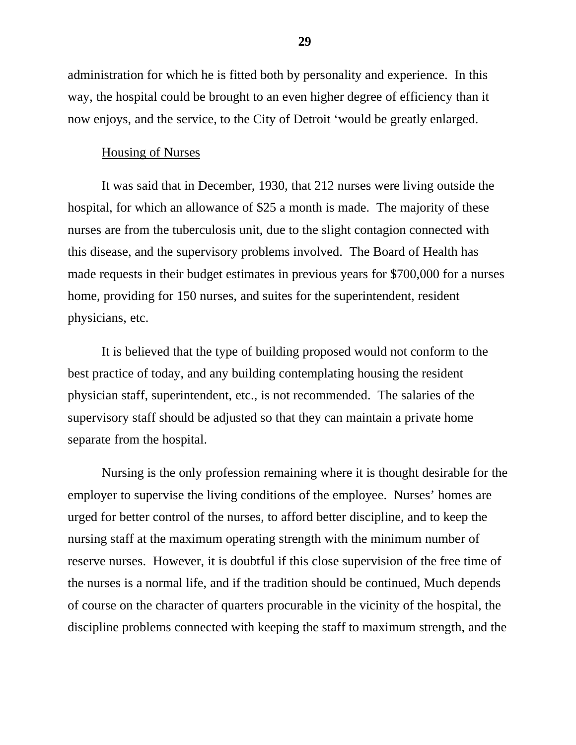administration for which he is fitted both by personality and experience. In this way, the hospital could be brought to an even higher degree of efficiency than it now enjoys, and the service, to the City of Detroit ‘would be greatly enlarged.

<u>Housing of Nurses</u>

It was said that in December, 1930, that 212 nurses were living outside the hospital, for which an allowance of $25 a month is made. The majority of these nurses are from the tuberculosis unit, due to the slight contagion connected with this disease, and the supervisory problems involved. The Board of Health has made requests in their budget estimates in previous years for $700,000 for a nurses home, providing for 150 nurses, and suites for the superintendent, resident physicians, etc.

It is believed that the type of building proposed would not conform to the best practice of today, and any building contemplating housing the resident physician staff, superintendent, etc., is not recommended. The salaries of the supervisory staff should be adjusted so that they can maintain a private home separate from the hospital.

Nursing is the only profession remaining where it is thought desirable for the employer to supervise the living conditions of the employee. Nurses' homes are urged for better control of the nurses, to afford better discipline, and to keep the nursing staff at the maximum operating strength with the minimum number of reserve nurses. However, it is doubtful if this close supervision of the free time of the nurses is a normal life, and if the tradition should be continued, Much depends of course on the character of quarters procurable in the vicinity of the hospital, the discipline problems connected with keeping the staff to maximum strength, and the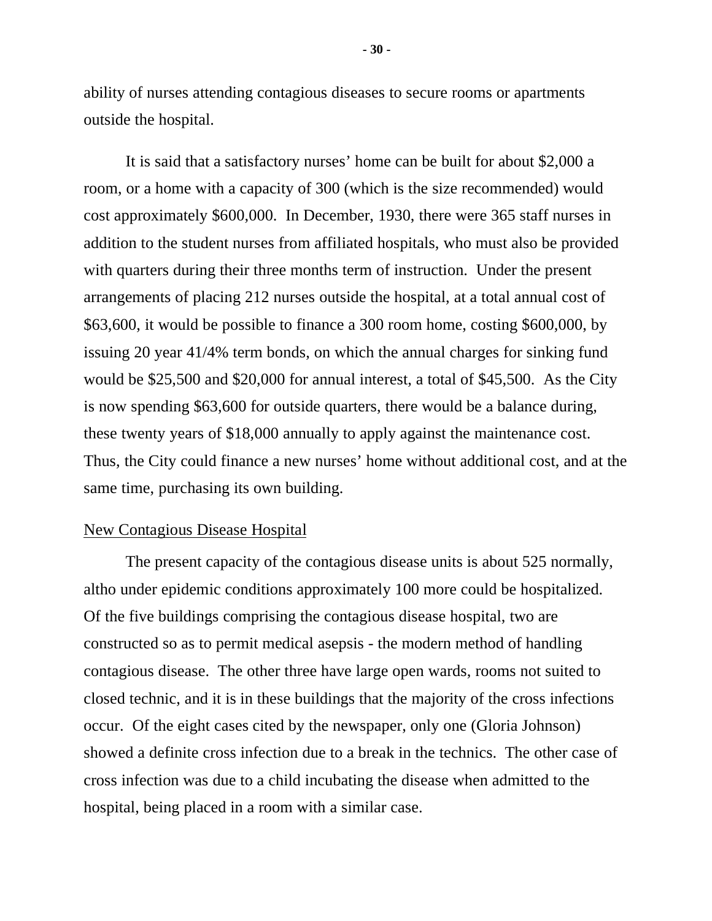ability of nurses attending contagious diseases to secure rooms or apartments outside the hospital.

It is said that a satisfactory nurses' home can be built for about $2,000 a room, or a home with a capacity of 300 (which is the size recommended) would cost approximately $600,000. In December, 1930, there were 365 staff nurses in addition to the student nurses from affiliated hospitals, who must also be provided with quarters during their three months term of instruction. Under the present arrangements of placing 212 nurses outside the hospital, at a total annual cost of $63,600, it would be possible to finance a 300 room home, costing $600,000, by issuing 20 year 41/4% term bonds, on which the annual charges for sinking fund would be $25,500 and $20,000 for annual interest, a total of $45,500. As the City is now spending $63,600 for outside quarters, there would be a balance during, these twenty years of $18,000 annually to apply against the maintenance cost. Thus, the City could finance a new nurses' home without additional cost, and at the same time, purchasing its own building.

<u>New Contagious Disease Hospital</u>

The present capacity of the contagious disease units is about 525 normally, altho under epidemic conditions approximately 100 more could be hospitalized. Of the five buildings comprising the contagious disease hospital, two are constructed so as to permit medical asepsis - the modern method of handling contagious disease. The other three have large open wards, rooms not suited to closed technic, and it is in these buildings that the majority of the cross infections occur. Of the eight cases cited by the newspaper, only one (Gloria Johnson) showed a definite cross infection due to a break in the technics. The other case of cross infection was due to a child incubating the disease when admitted to the hospital, being placed in a room with a similar case.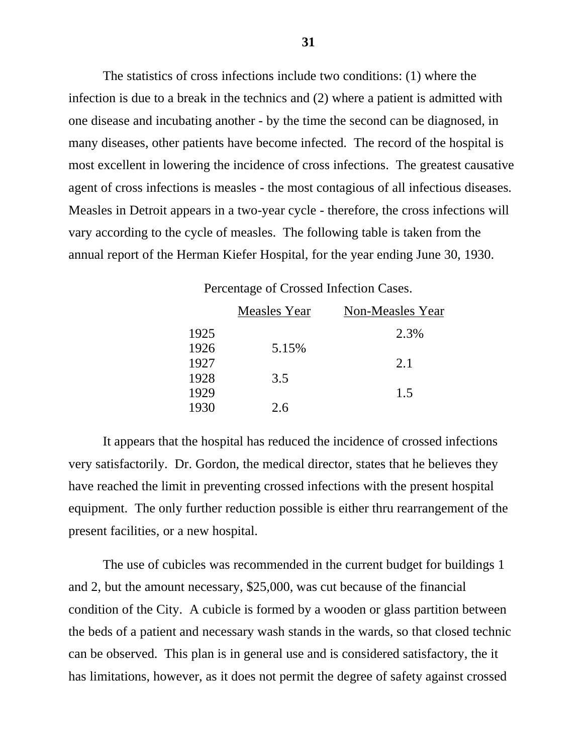The statistics of cross infections include two conditions: (1) where the infection is due to a break in the technics and (2) where a patient is admitted with one disease and incubating another - by the time the second can be diagnosed, in many diseases, other patients have become infected. The record of the hospital is most excellent in lowering the incidence of cross infections. The greatest causative agent of cross infections is measles - the most contagious of all infectious diseases. Measles in Detroit appears in a two-year cycle - therefore, the cross infections will vary according to the cycle of measles. The following table is taken from the annual report of the Herman Kiefer Hospital, for the year ending June 30, 1930.

Percentage of Crossed Infection Cases.

| | Measles Year | Non-Measles Year |
|---|---|---|
| 1925 | | 2.3% |
| 1926 | 5.15% | |
| 1927 | | 2.1 |
| 1928 | 3.5 | |
| 1929 | | 1.5 |
| 1930 | 2.6 | |

It appears that the hospital has reduced the incidence of crossed infections very satisfactorily. Dr. Gordon, the medical director, states that he believes they have reached the limit in preventing crossed infections with the present hospital equipment. The only further reduction possible is either thru rearrangement of the present facilities, or a new hospital.

The use of cubicles was recommended in the current budget for buildings 1 and 2, but the amount necessary, $25,000, was cut because of the financial condition of the City. A cubicle is formed by a wooden or glass partition between the beds of a patient and necessary wash stands in the wards, so that closed technic can be observed. This plan is in general use and is considered satisfactory, the it has limitations, however, as it does not permit the degree of safety against crossed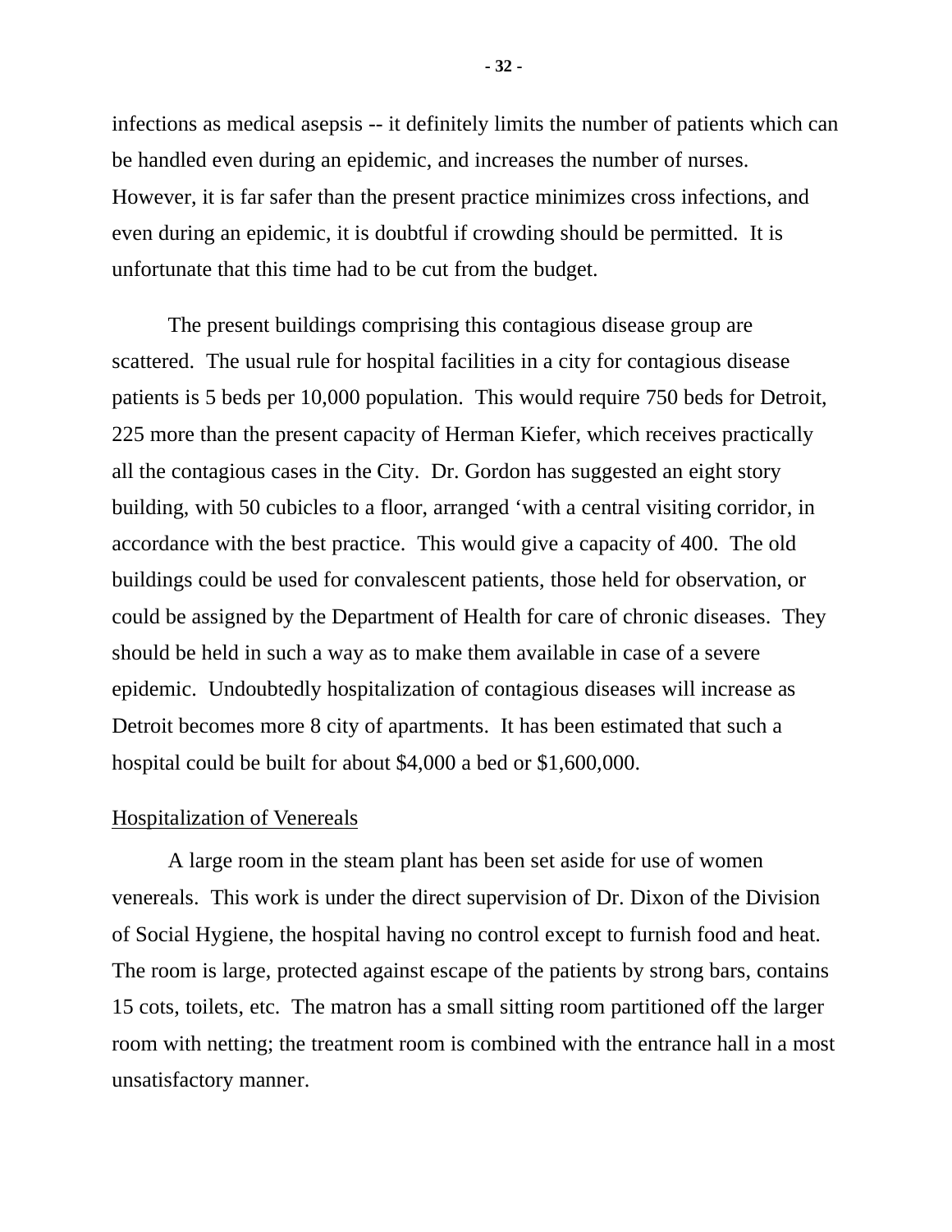infections as medical asepsis -- it definitely limits the number of patients which can be handled even during an epidemic, and increases the number of nurses. However, it is far safer than the present practice minimizes cross infections, and even during an epidemic, it is doubtful if crowding should be permitted. It is unfortunate that this time had to be cut from the budget.

The present buildings comprising this contagious disease group are scattered. The usual rule for hospital facilities in a city for contagious disease patients is 5 beds per 10,000 population. This would require 750 beds for Detroit, 225 more than the present capacity of Herman Kiefer, which receives practically all the contagious cases in the City. Dr. Gordon has suggested an eight story building, with 50 cubicles to a floor, arranged ‘with a central visiting corridor, in accordance with the best practice. This would give a capacity of 400. The old buildings could be used for convalescent patients, those held for observation, or could be assigned by the Department of Health for care of chronic diseases. They should be held in such a way as to make them available in case of a severe epidemic. Undoubtedly hospitalization of contagious diseases will increase as Detroit becomes more 8 city of apartments. It has been estimated that such a hospital could be built for about $4,000 a bed or $1,600,000.

<u>Hospitalization of Venereals</u>

A large room in the steam plant has been set aside for use of women venereals. This work is under the direct supervision of Dr. Dixon of the Division of Social Hygiene, the hospital having no control except to furnish food and heat. The room is large, protected against escape of the patients by strong bars, contains 15 cots, toilets, etc. The matron has a small sitting room partitioned off the larger room with netting; the treatment room is combined with the entrance hall in a most unsatisfactory manner.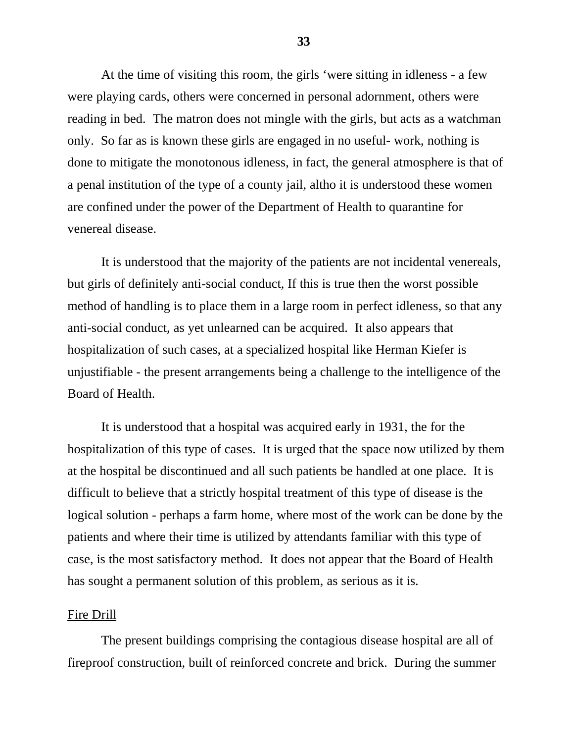At the time of visiting this room, the girls 'were sitting in idleness - a few were playing cards, others were concerned in personal adornment, others were reading in bed. The matron does not mingle with the girls, but acts as a watchman only. So far as is known these girls are engaged in no useful- work, nothing is done to mitigate the monotonous idleness, in fact, the general atmosphere is that of a penal institution of the type of a county jail, altho it is understood these women are confined under the power of the Department of Health to quarantine for venereal disease.

It is understood that the majority of the patients are not incidental venereals, but girls of definitely anti-social conduct, If this is true then the worst possible method of handling is to place them in a large room in perfect idleness, so that any anti-social conduct, as yet unlearned can be acquired. It also appears that hospitalization of such cases, at a specialized hospital like Herman Kiefer is unjustifiable - the present arrangements being a challenge to the intelligence of the Board of Health.

It is understood that a hospital was acquired early in 1931, the for the hospitalization of this type of cases. It is urged that the space now utilized by them at the hospital be discontinued and all such patients be handled at one place. It is difficult to believe that a strictly hospital treatment of this type of disease is the logical solution - perhaps a farm home, where most of the work can be done by the patients and where their time is utilized by attendants familiar with this type of case, is the most satisfactory method. It does not appear that the Board of Health has sought a permanent solution of this problem, as serious as it is.

<u>Fire Drill</u>

The present buildings comprising the contagious disease hospital are all of fireproof construction, built of reinforced concrete and brick. During the summer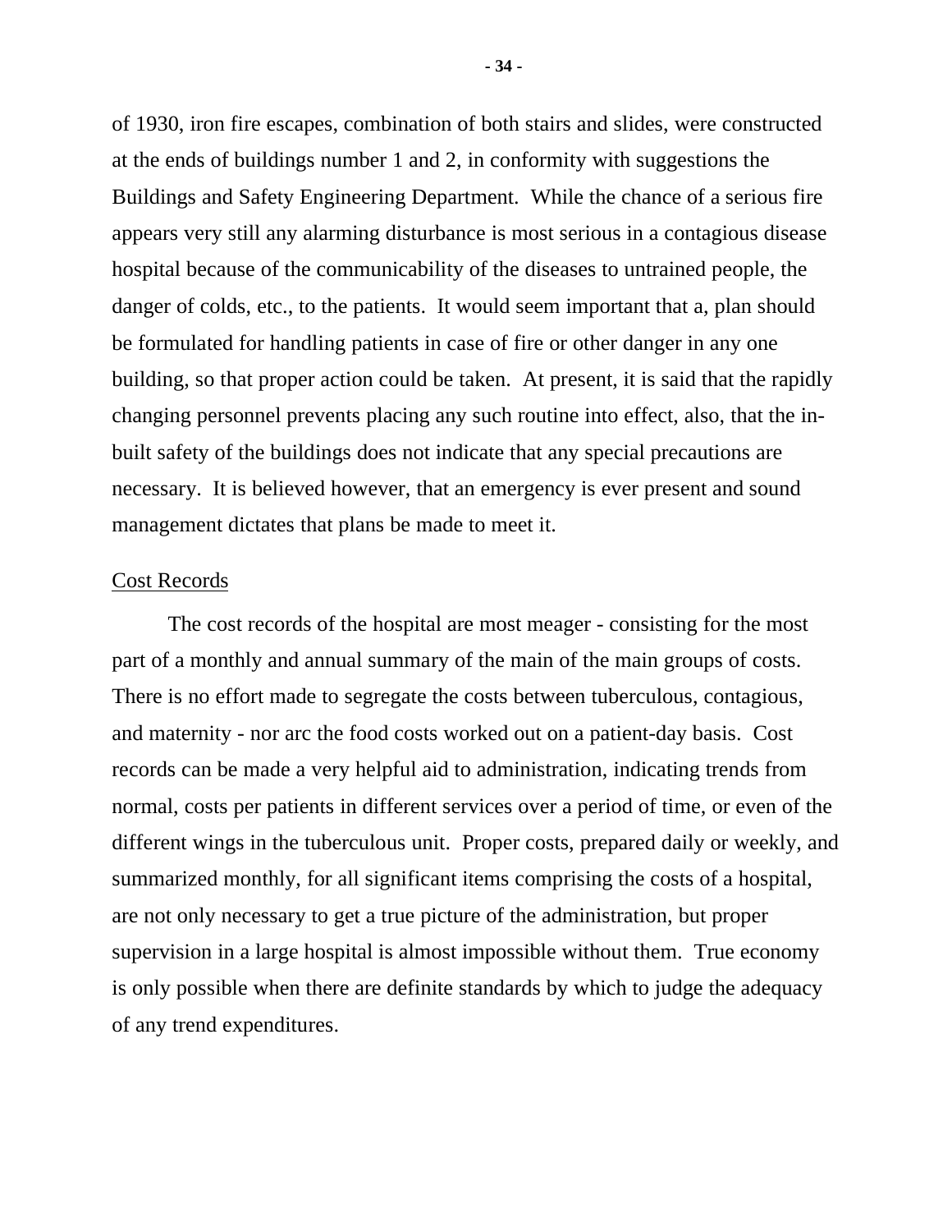of 1930, iron fire escapes, combination of both stairs and slides, were constructed at the ends of buildings number 1 and 2, in conformity with suggestions the Buildings and Safety Engineering Department. While the chance of a serious fire appears very still any alarming disturbance is most serious in a contagious disease hospital because of the communicability of the diseases to untrained people, the danger of colds, etc., to the patients. It would seem important that a, plan should be formulated for handling patients in case of fire or other danger in any one building, so that proper action could be taken. At present, it is said that the rapidly changing personnel prevents placing any such routine into effect, also, that the in-built safety of the buildings does not indicate that any special precautions are necessary. It is believed however, that an emergency is ever present and sound management dictates that plans be made to meet it.

Cost Records

The cost records of the hospital are most meager - consisting for the most part of a monthly and annual summary of the main of the main groups of costs. There is no effort made to segregate the costs between tuberculous, contagious, and maternity - nor arc the food costs worked out on a patient-day basis. Cost records can be made a very helpful aid to administration, indicating trends from normal, costs per patients in different services over a period of time, or even of the different wings in the tuberculous unit. Proper costs, prepared daily or weekly, and summarized monthly, for all significant items comprising the costs of a hospital, are not only necessary to get a true picture of the administration, but proper supervision in a large hospital is almost impossible without them. True economy is only possible when there are definite standards by which to judge the adequacy of any trend expenditures.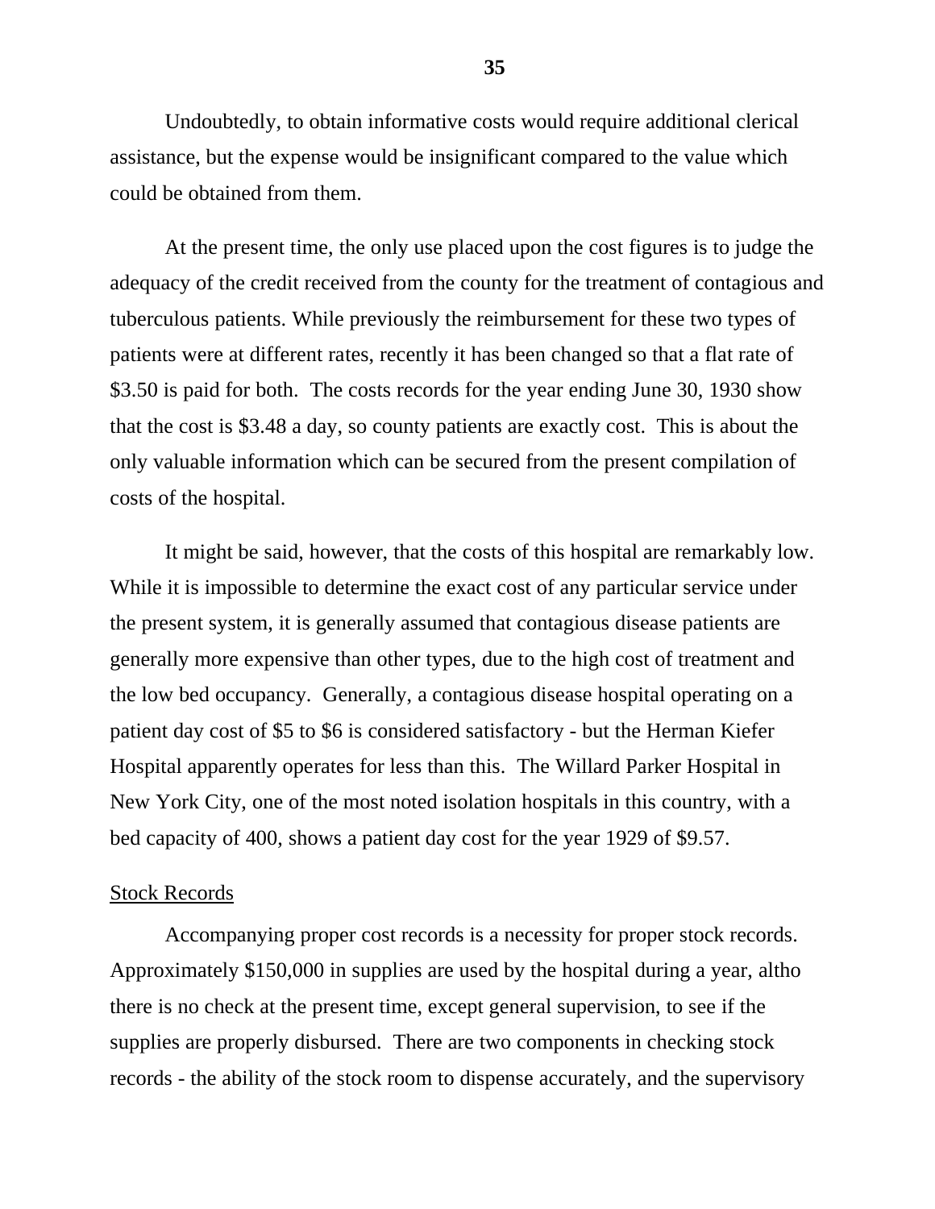Undoubtedly, to obtain informative costs would require additional clerical assistance, but the expense would be insignificant compared to the value which could be obtained from them.

At the present time, the only use placed upon the cost figures is to judge the adequacy of the credit received from the county for the treatment of contagious and tuberculous patients. While previously the reimbursement for these two types of patients were at different rates, recently it has been changed so that a flat rate of $3.50 is paid for both. The costs records for the year ending June 30, 1930 show that the cost is $3.48 a day, so county patients are exactly cost. This is about the only valuable information which can be secured from the present compilation of costs of the hospital.

It might be said, however, that the costs of this hospital are remarkably low. While it is impossible to determine the exact cost of any particular service under the present system, it is generally assumed that contagious disease patients are generally more expensive than other types, due to the high cost of treatment and the low bed occupancy. Generally, a contagious disease hospital operating on a patient day cost of $5 to $6 is considered satisfactory - but the Herman Kiefer Hospital apparently operates for less than this. The Willard Parker Hospital in New York City, one of the most noted isolation hospitals in this country, with a bed capacity of 400, shows a patient day cost for the year 1929 of $9.57.

<u>Stock Records</u>

Accompanying proper cost records is a necessity for proper stock records. Approximately $150,000 in supplies are used by the hospital during a year, altho there is no check at the present time, except general supervision, to see if the supplies are properly disbursed. There are two components in checking stock records - the ability of the stock room to dispense accurately, and the supervisory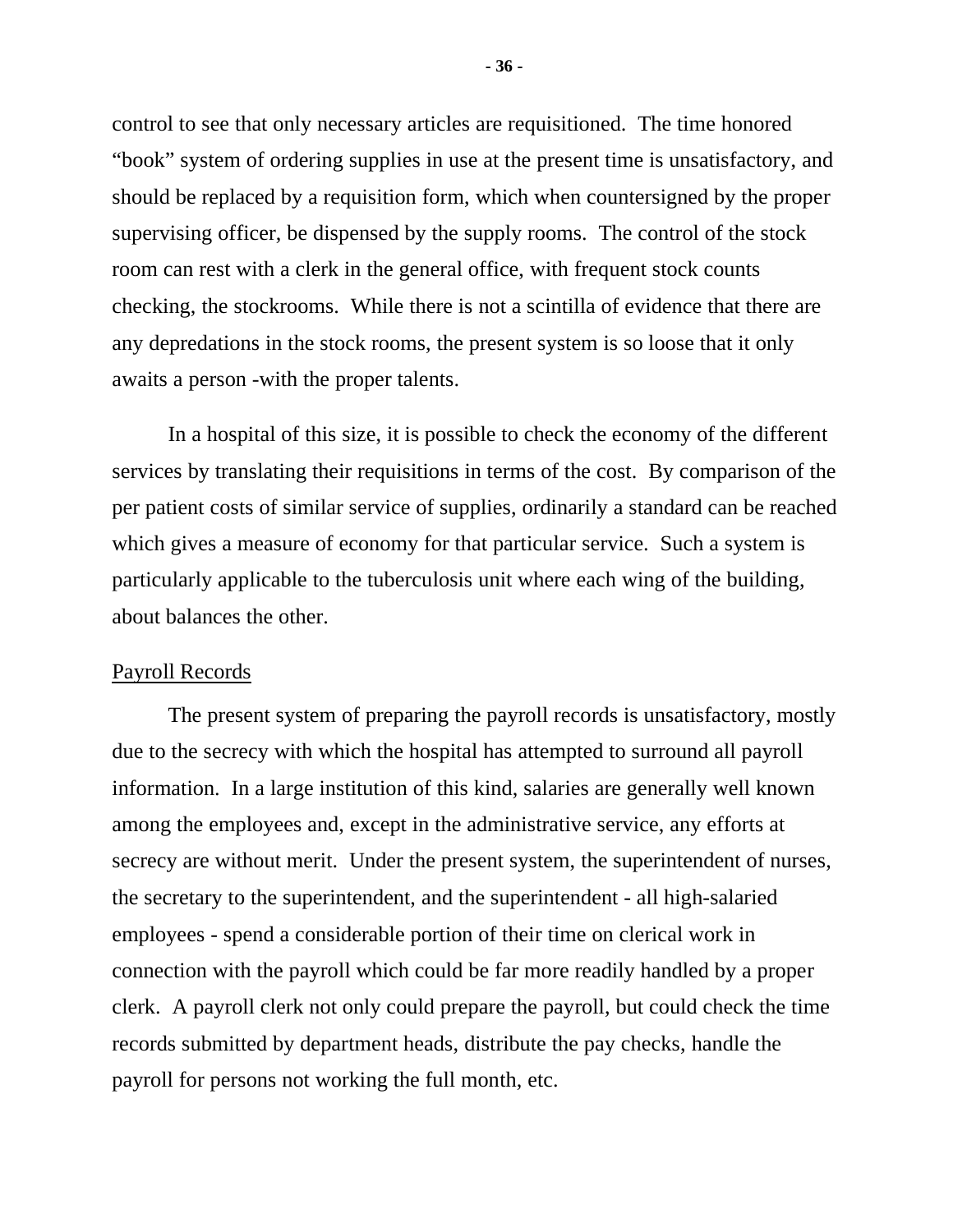control to see that only necessary articles are requisitioned. The time honored "book" system of ordering supplies in use at the present time is unsatisfactory, and should be replaced by a requisition form, which when countersigned by the proper supervising officer, be dispensed by the supply rooms. The control of the stock room can rest with a clerk in the general office, with frequent stock counts checking, the stockrooms. While there is not a scintilla of evidence that there are any depredations in the stock rooms, the present system is so loose that it only awaits a person -with the proper talents.

In a hospital of this size, it is possible to check the economy of the different services by translating their requisitions in terms of the cost. By comparison of the per patient costs of similar service of supplies, ordinarily a standard can be reached which gives a measure of economy for that particular service. Such a system is particularly applicable to the tuberculosis unit where each wing of the building, about balances the other.

Payroll Records

The present system of preparing the payroll records is unsatisfactory, mostly due to the secrecy with which the hospital has attempted to surround all payroll information. In a large institution of this kind, salaries are generally well known among the employees and, except in the administrative service, any efforts at secrecy are without merit. Under the present system, the superintendent of nurses, the secretary to the superintendent, and the superintendent - all high-salaried employees - spend a considerable portion of their time on clerical work in connection with the payroll which could be far more readily handled by a proper clerk. A payroll clerk not only could prepare the payroll, but could check the time records submitted by department heads, distribute the pay checks, handle the payroll for persons not working the full month, etc.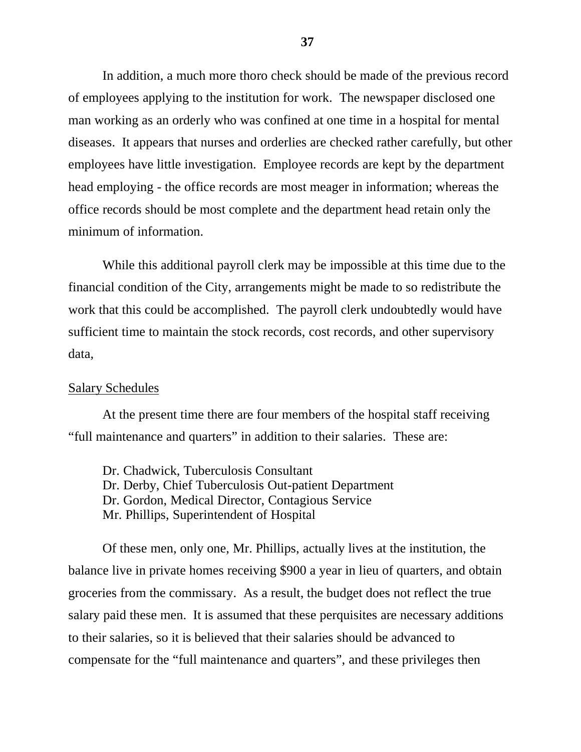In addition, a much more thoro check should be made of the previous record of employees applying to the institution for work. The newspaper disclosed one man working as an orderly who was confined at one time in a hospital for mental diseases. It appears that nurses and orderlies are checked rather carefully, but other employees have little investigation. Employee records are kept by the department head employing - the office records are most meager in information; whereas the office records should be most complete and the department head retain only the minimum of information.

While this additional payroll clerk may be impossible at this time due to the financial condition of the City, arrangements might be made to so redistribute the work that this could be accomplished. The payroll clerk undoubtedly would have sufficient time to maintain the stock records, cost records, and other supervisory data,

## Salary Schedules

At the present time there are four members of the hospital staff receiving "full maintenance and quarters" in addition to their salaries. These are:

Dr. Chadwick, Tuberculosis Consultant
Dr. Derby, Chief Tuberculosis Out-patient Department
Dr. Gordon, Medical Director, Contagious Service
Mr. Phillips, Superintendent of Hospital

Of these men, only one, Mr. Phillips, actually lives at the institution, the balance live in private homes receiving $900 a year in lieu of quarters, and obtain groceries from the commissary. As a result, the budget does not reflect the true salary paid these men. It is assumed that these perquisites are necessary additions to their salaries, so it is believed that their salaries should be advanced to compensate for the "full maintenance and quarters", and these privileges then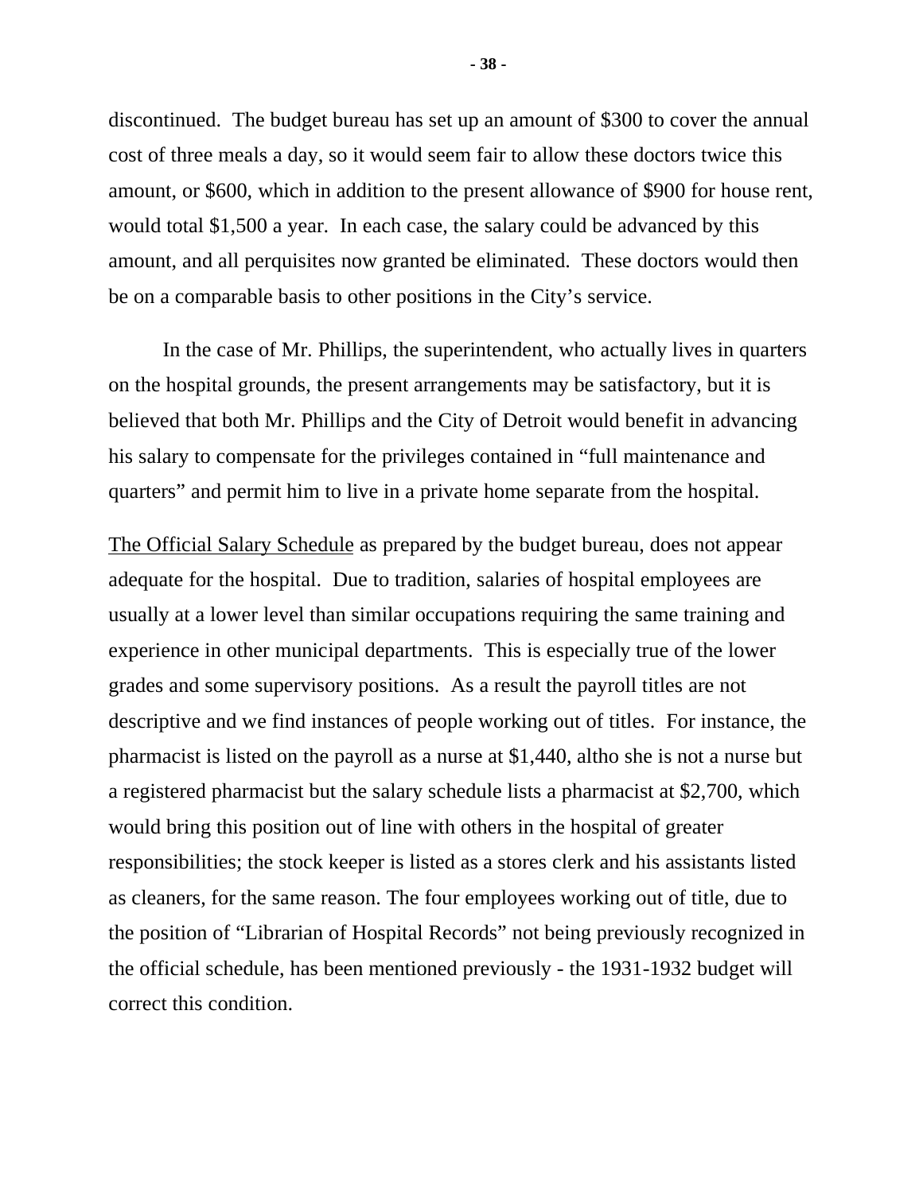discontinued. The budget bureau has set up an amount of $300 to cover the annual cost of three meals a day, so it would seem fair to allow these doctors twice this amount, or $600, which in addition to the present allowance of $900 for house rent, would total $1,500 a year. In each case, the salary could be advanced by this amount, and all perquisites now granted be eliminated. These doctors would then be on a comparable basis to other positions in the City's service.

In the case of Mr. Phillips, the superintendent, who actually lives in quarters on the hospital grounds, the present arrangements may be satisfactory, but it is believed that both Mr. Phillips and the City of Detroit would benefit in advancing his salary to compensate for the privileges contained in "full maintenance and quarters" and permit him to live in a private home separate from the hospital.

<u>The Official Salary Schedule</u> as prepared by the budget bureau, does not appear adequate for the hospital. Due to tradition, salaries of hospital employees are usually at a lower level than similar occupations requiring the same training and experience in other municipal departments. This is especially true of the lower grades and some supervisory positions. As a result the payroll titles are not descriptive and we find instances of people working out of titles. For instance, the pharmacist is listed on the payroll as a nurse at $1,440, altho she is not a nurse but a registered pharmacist but the salary schedule lists a pharmacist at $2,700, which would bring this position out of line with others in the hospital of greater responsibilities; the stock keeper is listed as a stores clerk and his assistants listed as cleaners, for the same reason. The four employees working out of title, due to the position of "Librarian of Hospital Records" not being previously recognized in the official schedule, has been mentioned previously - the 1931-1932 budget will correct this condition.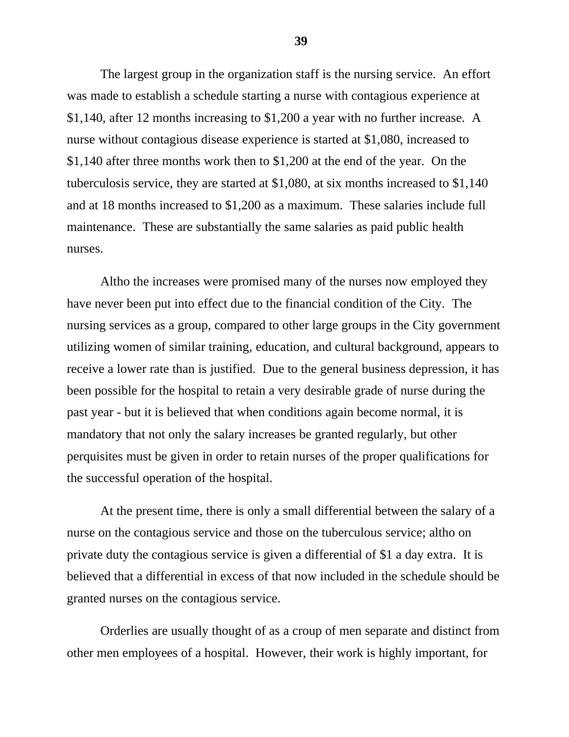The largest group in the organization staff is the nursing service. An effort was made to establish a schedule starting a nurse with contagious experience at $1,140, after 12 months increasing to $1,200 a year with no further increase. A nurse without contagious disease experience is started at $1,080, increased to $1,140 after three months work then to $1,200 at the end of the year. On the tuberculosis service, they are started at $1,080, at six months increased to $1,140 and at 18 months increased to $1,200 as a maximum. These salaries include full maintenance. These are substantially the same salaries as paid public health nurses.

Altho the increases were promised many of the nurses now employed they have never been put into effect due to the financial condition of the City. The nursing services as a group, compared to other large groups in the City government utilizing women of similar training, education, and cultural background, appears to receive a lower rate than is justified. Due to the general business depression, it has been possible for the hospital to retain a very desirable grade of nurse during the past year - but it is believed that when conditions again become normal, it is mandatory that not only the salary increases be granted regularly, but other perquisites must be given in order to retain nurses of the proper qualifications for the successful operation of the hospital.

At the present time, there is only a small differential between the salary of a nurse on the contagious service and those on the tuberculous service; altho on private duty the contagious service is given a differential of $1 a day extra. It is believed that a differential in excess of that now included in the schedule should be granted nurses on the contagious service.

Orderlies are usually thought of as a croup of men separate and distinct from other men employees of a hospital. However, their work is highly important, for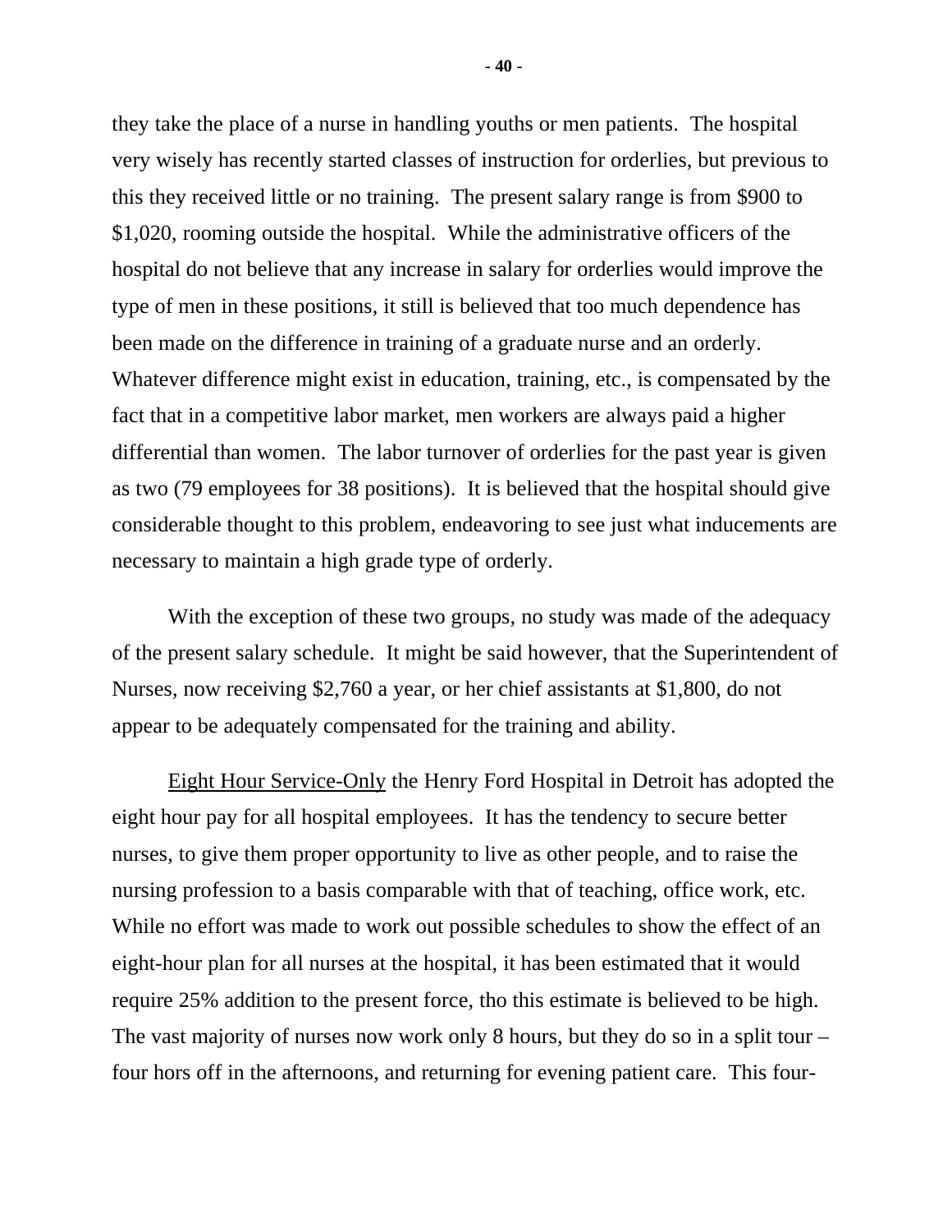they take the place of a nurse in handling youths or men patients. The hospital very wisely has recently started classes of instruction for orderlies, but previous to this they received little or no training. The present salary range is from $900 to $1,020, rooming outside the hospital. While the administrative officers of the hospital do not believe that any increase in salary for orderlies would improve the type of men in these positions, it still is believed that too much dependence has been made on the difference in training of a graduate nurse and an orderly. Whatever difference might exist in education, training, etc., is compensated by the fact that in a competitive labor market, men workers are always paid a higher differential than women. The labor turnover of orderlies for the past year is given as two (79 employees for 38 positions). It is believed that the hospital should give considerable thought to this problem, endeavoring to see just what inducements are necessary to maintain a high grade type of orderly.

With the exception of these two groups, no study was made of the adequacy of the present salary schedule. It might be said however, that the Superintendent of Nurses, now receiving $2,760 a year, or her chief assistants at $1,800, do not appear to be adequately compensated for the training and ability.

<u>Eight Hour Service-Only</u> the Henry Ford Hospital in Detroit has adopted the eight hour pay for all hospital employees. It has the tendency to secure better nurses, to give them proper opportunity to live as other people, and to raise the nursing profession to a basis comparable with that of teaching, office work, etc. While no effort was made to work out possible schedules to show the effect of an eight-hour plan for all nurses at the hospital, it has been estimated that it would require 25% addition to the present force, tho this estimate is believed to be high. The vast majority of nurses now work only 8 hours, but they do so in a split tour – four hors off in the afternoons, and returning for evening patient care. This four-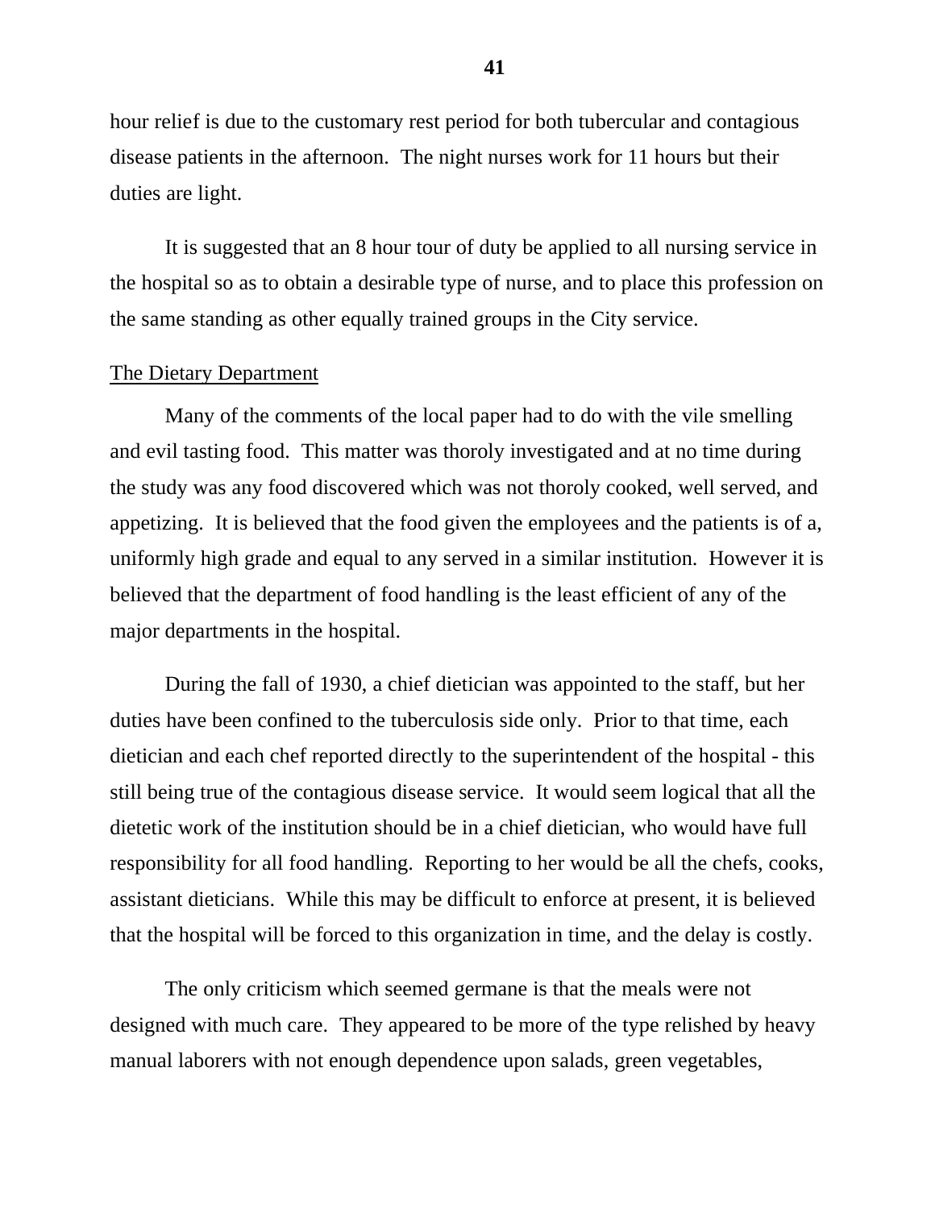hour relief is due to the customary rest period for both tubercular and contagious disease patients in the afternoon. The night nurses work for 11 hours but their duties are light.

It is suggested that an 8 hour tour of duty be applied to all nursing service in the hospital so as to obtain a desirable type of nurse, and to place this profession on the same standing as other equally trained groups in the City service.

<u>The Dietary Department</u>

Many of the comments of the local paper had to do with the vile smelling and evil tasting food. This matter was thoroly investigated and at no time during the study was any food discovered which was not thoroly cooked, well served, and appetizing. It is believed that the food given the employees and the patients is of a, uniformly high grade and equal to any served in a similar institution. However it is believed that the department of food handling is the least efficient of any of the major departments in the hospital.

During the fall of 1930, a chief dietician was appointed to the staff, but her duties have been confined to the tuberculosis side only. Prior to that time, each dietician and each chef reported directly to the superintendent of the hospital - this still being true of the contagious disease service. It would seem logical that all the dietetic work of the institution should be in a chief dietician, who would have full responsibility for all food handling. Reporting to her would be all the chefs, cooks, assistant dieticians. While this may be difficult to enforce at present, it is believed that the hospital will be forced to this organization in time, and the delay is costly.

The only criticism which seemed germane is that the meals were not designed with much care. They appeared to be more of the type relished by heavy manual laborers with not enough dependence upon salads, green vegetables,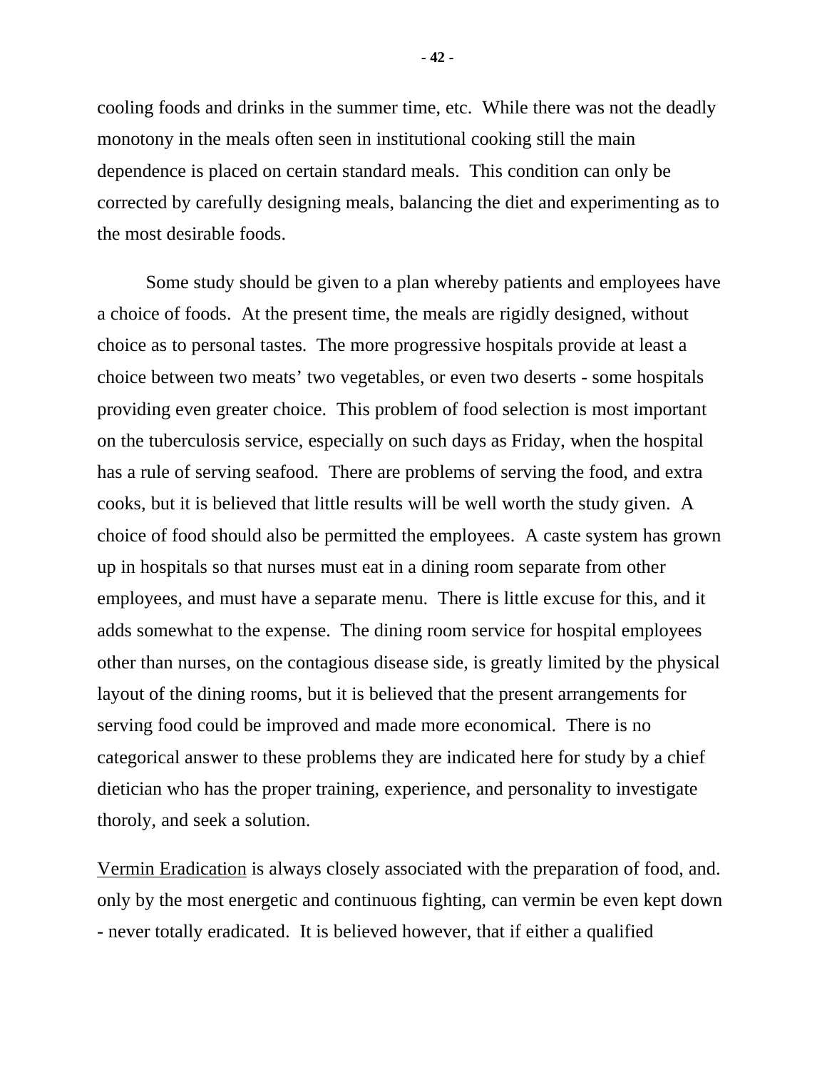cooling foods and drinks in the summer time, etc. While there was not the deadly monotony in the meals often seen in institutional cooking still the main dependence is placed on certain standard meals. This condition can only be corrected by carefully designing meals, balancing the diet and experimenting as to the most desirable foods.

Some study should be given to a plan whereby patients and employees have a choice of foods. At the present time, the meals are rigidly designed, without choice as to personal tastes. The more progressive hospitals provide at least a choice between two meats' two vegetables, or even two deserts - some hospitals providing even greater choice. This problem of food selection is most important on the tuberculosis service, especially on such days as Friday, when the hospital has a rule of serving seafood. There are problems of serving the food, and extra cooks, but it is believed that little results will be well worth the study given. A choice of food should also be permitted the employees. A caste system has grown up in hospitals so that nurses must eat in a dining room separate from other employees, and must have a separate menu. There is little excuse for this, and it adds somewhat to the expense. The dining room service for hospital employees other than nurses, on the contagious disease side, is greatly limited by the physical layout of the dining rooms, but it is believed that the present arrangements for serving food could be improved and made more economical. There is no categorical answer to these problems they are indicated here for study by a chief dietician who has the proper training, experience, and personality to investigate thoroly, and seek a solution.

<u>Vermin Eradication</u> is always closely associated with the preparation of food, and. only by the most energetic and continuous fighting, can vermin be even kept down - never totally eradicated. It is believed however, that if either a qualified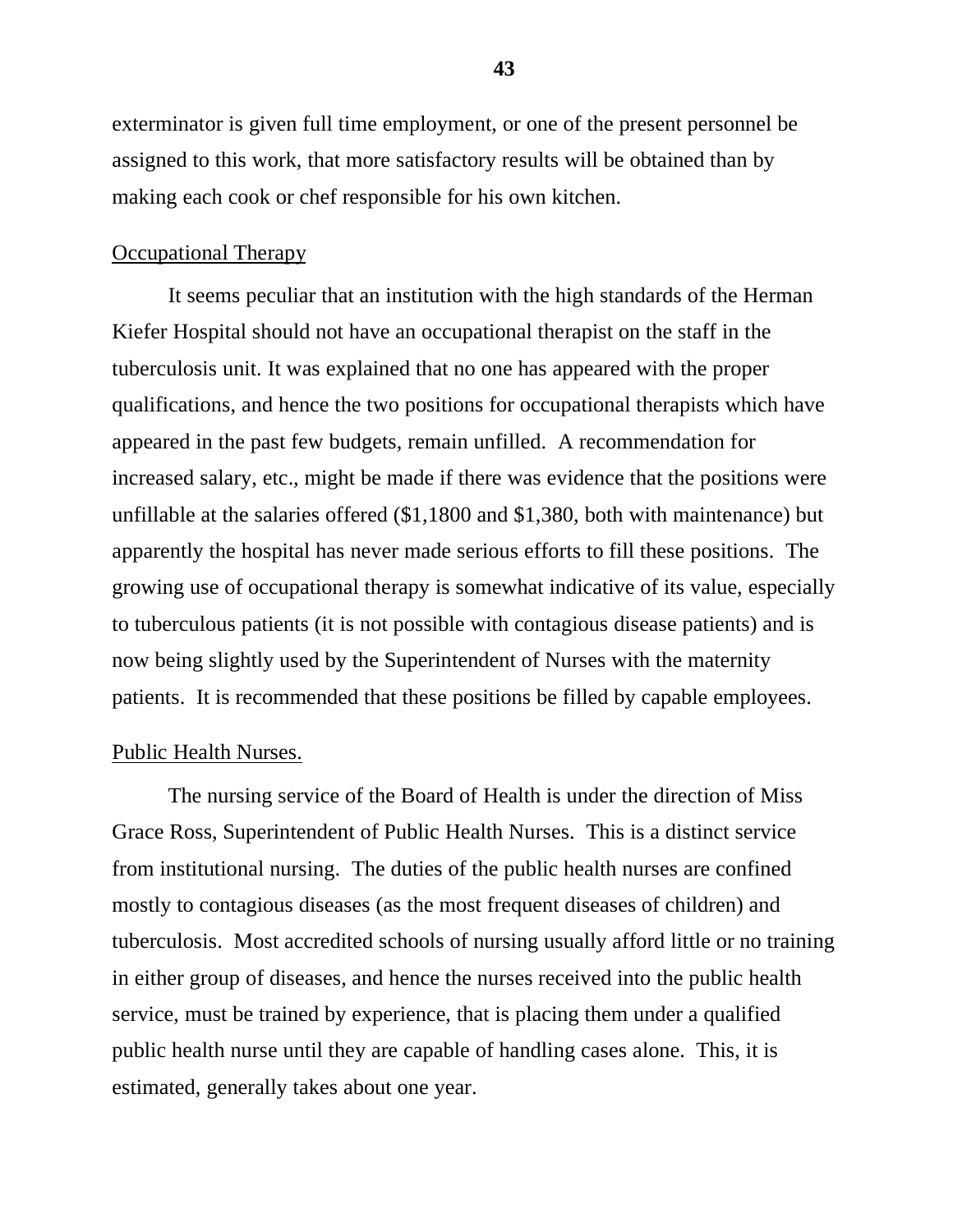exterminator is given full time employment, or one of the present personnel be assigned to this work, that more satisfactory results will be obtained than by making each cook or chef responsible for his own kitchen.

Occupational Therapy

It seems peculiar that an institution with the high standards of the Herman Kiefer Hospital should not have an occupational therapist on the staff in the tuberculosis unit. It was explained that no one has appeared with the proper qualifications, and hence the two positions for occupational therapists which have appeared in the past few budgets, remain unfilled. A recommendation for increased salary, etc., might be made if there was evidence that the positions were unfillable at the salaries offered ($1,1800 and $1,380, both with maintenance) but apparently the hospital has never made serious efforts to fill these positions. The growing use of occupational therapy is somewhat indicative of its value, especially to tuberculous patients (it is not possible with contagious disease patients) and is now being slightly used by the Superintendent of Nurses with the maternity patients. It is recommended that these positions be filled by capable employees.

Public Health Nurses.

The nursing service of the Board of Health is under the direction of Miss Grace Ross, Superintendent of Public Health Nurses. This is a distinct service from institutional nursing. The duties of the public health nurses are confined mostly to contagious diseases (as the most frequent diseases of children) and tuberculosis. Most accredited schools of nursing usually afford little or no training in either group of diseases, and hence the nurses received into the public health service, must be trained by experience, that is placing them under a qualified public health nurse until they are capable of handling cases alone. This, it is estimated, generally takes about one year.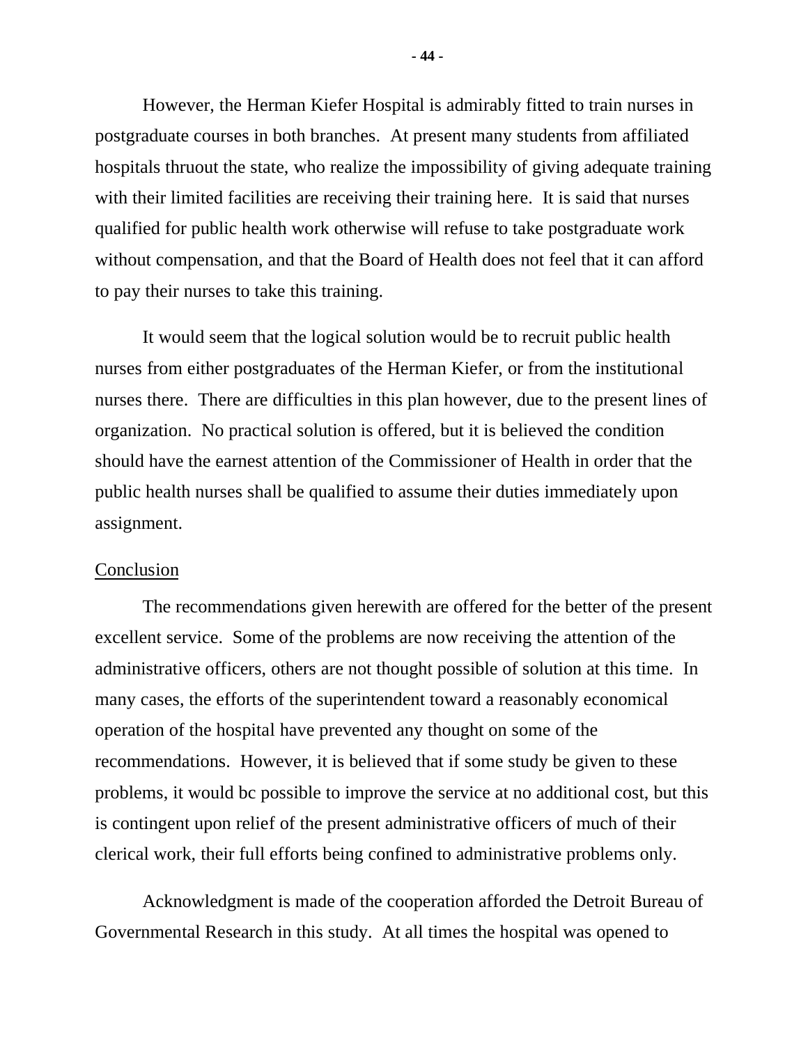However, the Herman Kiefer Hospital is admirably fitted to train nurses in postgraduate courses in both branches. At present many students from affiliated hospitals thruout the state, who realize the impossibility of giving adequate training with their limited facilities are receiving their training here. It is said that nurses qualified for public health work otherwise will refuse to take postgraduate work without compensation, and that the Board of Health does not feel that it can afford to pay their nurses to take this training.

It would seem that the logical solution would be to recruit public health nurses from either postgraduates of the Herman Kiefer, or from the institutional nurses there. There are difficulties in this plan however, due to the present lines of organization. No practical solution is offered, but it is believed the condition should have the earnest attention of the Commissioner of Health in order that the public health nurses shall be qualified to assume their duties immediately upon assignment.

## Conclusion

The recommendations given herewith are offered for the better of the present excellent service. Some of the problems are now receiving the attention of the administrative officers, others are not thought possible of solution at this time. In many cases, the efforts of the superintendent toward a reasonably economical operation of the hospital have prevented any thought on some of the recommendations. However, it is believed that if some study be given to these problems, it would bc possible to improve the service at no additional cost, but this is contingent upon relief of the present administrative officers of much of their clerical work, their full efforts being confined to administrative problems only.

Acknowledgment is made of the cooperation afforded the Detroit Bureau of Governmental Research in this study. At all times the hospital was opened to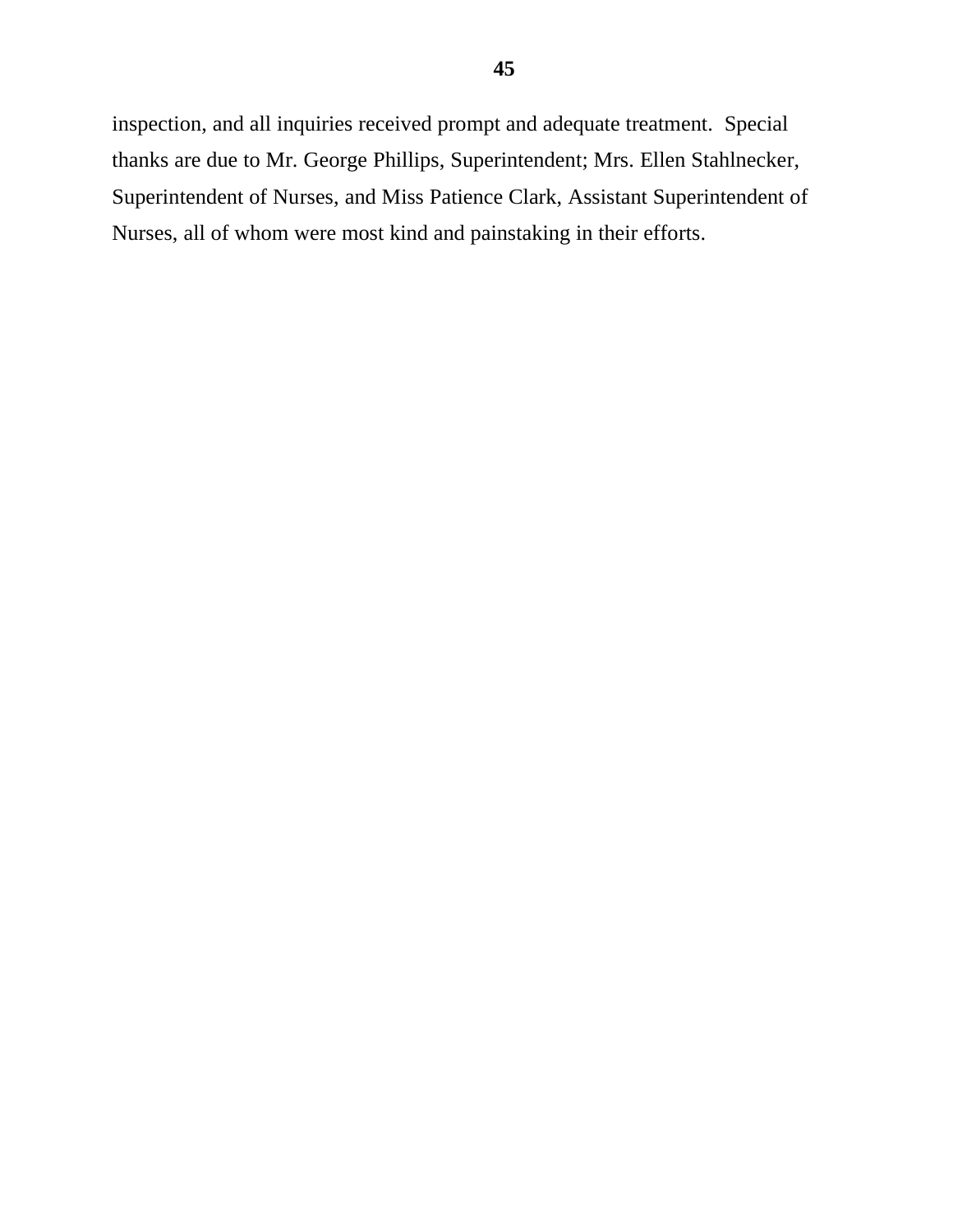inspection, and all inquiries received prompt and adequate treatment. Special thanks are due to Mr. George Phillips, Superintendent; Mrs. Ellen Stahlnecker, Superintendent of Nurses, and Miss Patience Clark, Assistant Superintendent of Nurses, all of whom were most kind and painstaking in their efforts.